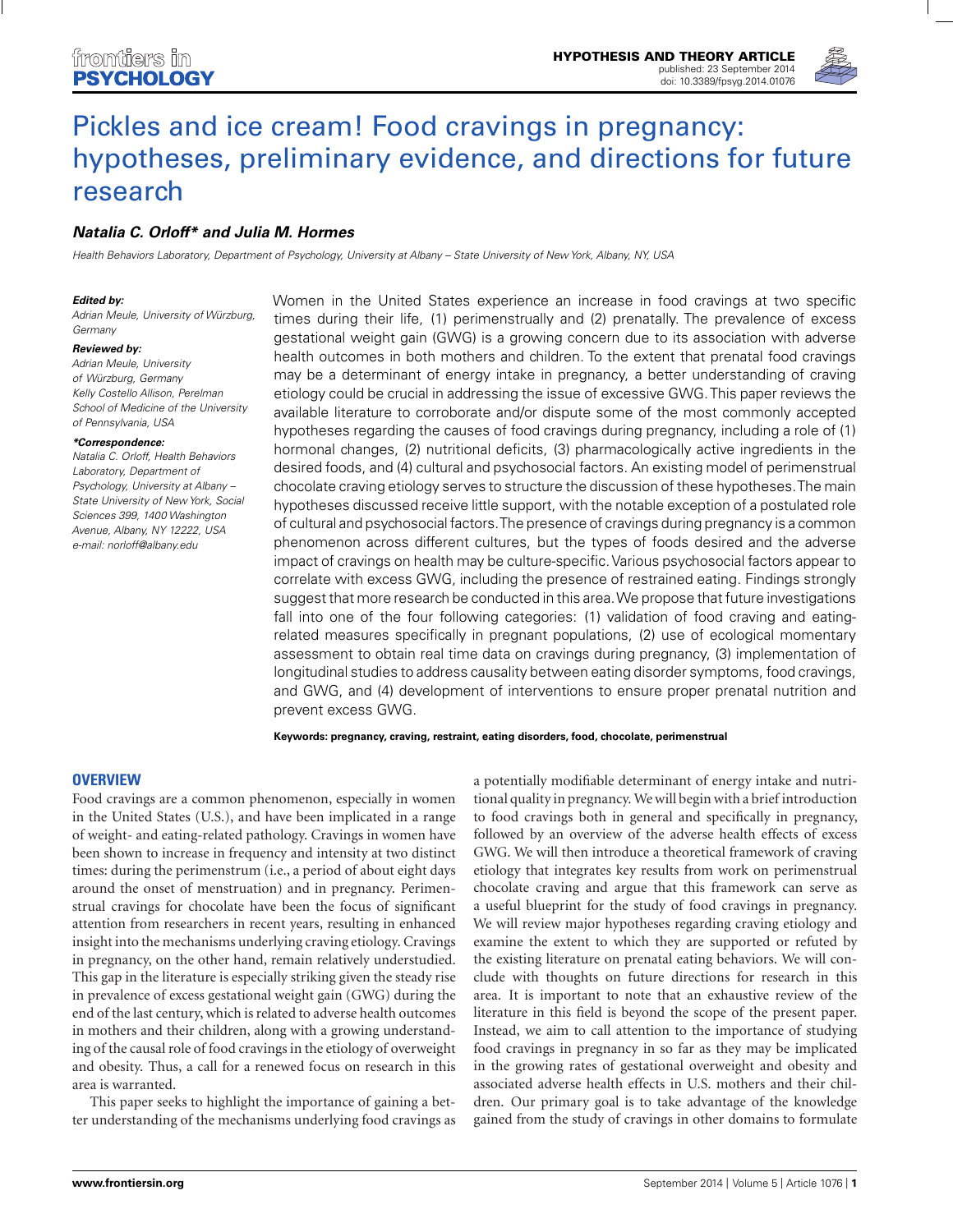HYPOTHESIS AND THEORY ARTICLE
published: 23 September 2014
doi: 10.3389/fpsyg.2014.01076

# Pickles and ice cream! Food cravings in pregnancy: hypotheses, preliminary evidence, and directions for future research

***Natalia C. Orloff\* and Julia M. Hormes***

*Health Behaviors Laboratory, Department of Psychology, University at Albany – State University of New York, Albany, NY, USA*

***Edited by:***
*Adrian Meule, University of Würzburg, Germany*

***Reviewed by:***
*Adrian Meule, University of Würzburg, Germany*
*Kelly Costello Allison, Perelman School of Medicine of the University of Pennsylvania, USA*

***\*Correspondence:***
*Natalia C. Orloff, Health Behaviors Laboratory, Department of Psychology, University at Albany – State University of New York, Social Sciences 399, 1400 Washington Avenue, Albany, NY 12222, USA*
*e-mail: norloff@albany.edu*

Women in the United States experience an increase in food cravings at two specific times during their life, (1) perimenstrually and (2) prenatally. The prevalence of excess gestational weight gain (GWG) is a growing concern due to its association with adverse health outcomes in both mothers and children. To the extent that prenatal food cravings may be a determinant of energy intake in pregnancy, a better understanding of craving etiology could be crucial in addressing the issue of excessive GWG. This paper reviews the available literature to corroborate and/or dispute some of the most commonly accepted hypotheses regarding the causes of food cravings during pregnancy, including a role of (1) hormonal changes, (2) nutritional deficits, (3) pharmacologically active ingredients in the desired foods, and (4) cultural and psychosocial factors. An existing model of perimenstrual chocolate craving etiology serves to structure the discussion of these hypotheses. The main hypotheses discussed receive little support, with the notable exception of a postulated role of cultural and psychosocial factors. The presence of cravings during pregnancy is a common phenomenon across different cultures, but the types of foods desired and the adverse impact of cravings on health may be culture-specific. Various psychosocial factors appear to correlate with excess GWG, including the presence of restrained eating. Findings strongly suggest that more research be conducted in this area. We propose that future investigations fall into one of the four following categories: (1) validation of food craving and eating-related measures specifically in pregnant populations, (2) use of ecological momentary assessment to obtain real time data on cravings during pregnancy, (3) implementation of longitudinal studies to address causality between eating disorder symptoms, food cravings, and GWG, and (4) development of interventions to ensure proper prenatal nutrition and prevent excess GWG.

**Keywords: pregnancy, craving, restraint, eating disorders, food, chocolate, perimenstrual**

## OVERVIEW

Food cravings are a common phenomenon, especially in women in the United States (U.S.), and have been implicated in a range of weight- and eating-related pathology. Cravings in women have been shown to increase in frequency and intensity at two distinct times: during the perimenstrum (i.e., a period of about eight days around the onset of menstruation) and in pregnancy. Perimenstrual cravings for chocolate have been the focus of significant attention from researchers in recent years, resulting in enhanced insight into the mechanisms underlying craving etiology. Cravings in pregnancy, on the other hand, remain relatively understudied. This gap in the literature is especially striking given the steady rise in prevalence of excess gestational weight gain (GWG) during the end of the last century, which is related to adverse health outcomes in mothers and their children, along with a growing understanding of the causal role of food cravings in the etiology of overweight and obesity. Thus, a call for a renewed focus on research in this area is warranted.

This paper seeks to highlight the importance of gaining a better understanding of the mechanisms underlying food cravings as a potentially modifiable determinant of energy intake and nutritional quality in pregnancy. We will begin with a brief introduction to food cravings both in general and specifically in pregnancy, followed by an overview of the adverse health effects of excess GWG. We will then introduce a theoretical framework of craving etiology that integrates key results from work on perimenstrual chocolate craving and argue that this framework can serve as a useful blueprint for the study of food cravings in pregnancy. We will review major hypotheses regarding craving etiology and examine the extent to which they are supported or refuted by the existing literature on prenatal eating behaviors. We will conclude with thoughts on future directions for research in this area. It is important to note that an exhaustive review of the literature in this field is beyond the scope of the present paper. Instead, we aim to call attention to the importance of studying food cravings in pregnancy in so far as they may be implicated in the growing rates of gestational overweight and obesity and associated adverse health effects in U.S. mothers and their children. Our primary goal is to take advantage of the knowledge gained from the study of cravings in other domains to formulate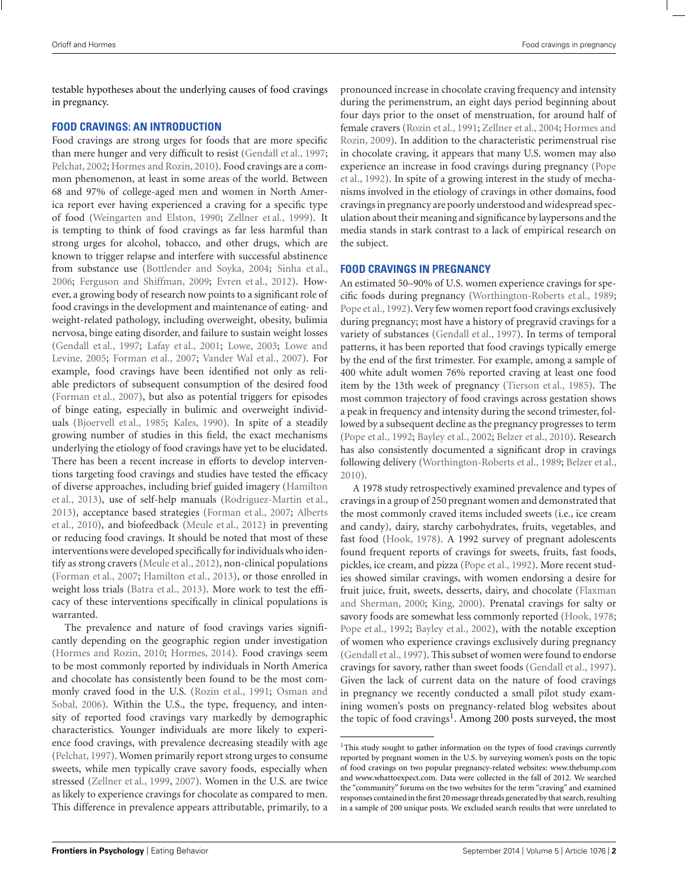testable hypotheses about the underlying causes of food cravings in pregnancy.

## FOOD CRAVINGS: AN INTRODUCTION

Food cravings are strong urges for foods that are more specific than mere hunger and very difficult to resist (Gendall et al., 1997; Pelchat, 2002; Hormes and Rozin, 2010). Food cravings are a common phenomenon, at least in some areas of the world. Between 68 and 97% of college-aged men and women in North America report ever having experienced a craving for a specific type of food (Weingarten and Elston, 1990; Zellner et al., 1999). It is tempting to think of food cravings as far less harmful than strong urges for alcohol, tobacco, and other drugs, which are known to trigger relapse and interfere with successful abstinence from substance use (Bottlender and Soyka, 2004; Sinha et al., 2006; Ferguson and Shiffman, 2009; Evren et al., 2012). However, a growing body of research now points to a significant role of food cravings in the development and maintenance of eating- and weight-related pathology, including overweight, obesity, bulimia nervosa, binge eating disorder, and failure to sustain weight losses (Gendall et al., 1997; Lafay et al., 2001; Lowe, 2003; Lowe and Levine, 2005; Forman et al., 2007; Vander Wal et al., 2007). For example, food cravings have been identified not only as reliable predictors of subsequent consumption of the desired food (Forman et al., 2007), but also as potential triggers for episodes of binge eating, especially in bulimic and overweight individuals (Bjoervell et al., 1985; Kales, 1990). In spite of a steadily growing number of studies in this field, the exact mechanisms underlying the etiology of food cravings have yet to be elucidated. There has been a recent increase in efforts to develop interventions targeting food cravings and studies have tested the efficacy of diverse approaches, including brief guided imagery (Hamilton et al., 2013), use of self-help manuals (Rodriguez-Martin et al., 2013), acceptance based strategies (Forman et al., 2007; Alberts et al., 2010), and biofeedback (Meule et al., 2012) in preventing or reducing food cravings. It should be noted that most of these interventions were developed specifically for individuals who identify as strong cravers (Meule et al., 2012), non-clinical populations (Forman et al., 2007; Hamilton et al., 2013), or those enrolled in weight loss trials (Batra et al., 2013). More work to test the efficacy of these interventions specifically in clinical populations is warranted.

The prevalence and nature of food cravings varies significantly depending on the geographic region under investigation (Hormes and Rozin, 2010; Hormes, 2014). Food cravings seem to be most commonly reported by individuals in North America and chocolate has consistently been found to be the most commonly craved food in the U.S. (Rozin et al., 1991; Osman and Sobal, 2006). Within the U.S., the type, frequency, and intensity of reported food cravings vary markedly by demographic characteristics. Younger individuals are more likely to experience food cravings, with prevalence decreasing steadily with age (Pelchat, 1997). Women primarily report strong urges to consume sweets, while men typically crave savory foods, especially when stressed (Zellner et al., 1999, 2007). Women in the U.S. are twice as likely to experience cravings for chocolate as compared to men. This difference in prevalence appears attributable, primarily, to a pronounced increase in chocolate craving frequency and intensity during the perimenstrum, an eight days period beginning about four days prior to the onset of menstruation, for around half of female cravers (Rozin et al., 1991; Zellner et al., 2004; Hormes and Rozin, 2009). In addition to the characteristic perimenstrual rise in chocolate craving, it appears that many U.S. women may also experience an increase in food cravings during pregnancy (Pope et al., 1992). In spite of a growing interest in the study of mechanisms involved in the etiology of cravings in other domains, food cravings in pregnancy are poorly understood and widespread speculation about their meaning and significance by laypersons and the media stands in stark contrast to a lack of empirical research on the subject.

## FOOD CRAVINGS IN PREGNANCY

An estimated 50–90% of U.S. women experience cravings for specific foods during pregnancy (Worthington-Roberts et al., 1989; Pope et al., 1992). Very few women report food cravings exclusively during pregnancy; most have a history of pregravid cravings for a variety of substances (Gendall et al., 1997). In terms of temporal patterns, it has been reported that food cravings typically emerge by the end of the first trimester. For example, among a sample of 400 white adult women 76% reported craving at least one food item by the 13th week of pregnancy (Tierson et al., 1985). The most common trajectory of food cravings across gestation shows a peak in frequency and intensity during the second trimester, followed by a subsequent decline as the pregnancy progresses to term (Pope et al., 1992; Bayley et al., 2002; Belzer et al., 2010). Research has also consistently documented a significant drop in cravings following delivery (Worthington-Roberts et al., 1989; Belzer et al., 2010).

A 1978 study retrospectively examined prevalence and types of cravings in a group of 250 pregnant women and demonstrated that the most commonly craved items included sweets (i.e., ice cream and candy), dairy, starchy carbohydrates, fruits, vegetables, and fast food (Hook, 1978). A 1992 survey of pregnant adolescents found frequent reports of cravings for sweets, fruits, fast foods, pickles, ice cream, and pizza (Pope et al., 1992). More recent studies showed similar cravings, with women endorsing a desire for fruit juice, fruit, sweets, desserts, dairy, and chocolate (Flaxman and Sherman, 2000; King, 2000). Prenatal cravings for salty or savory foods are somewhat less commonly reported (Hook, 1978; Pope et al., 1992; Bayley et al., 2002), with the notable exception of women who experience cravings exclusively during pregnancy (Gendall et al., 1997). This subset of women were found to endorse cravings for savory, rather than sweet foods (Gendall et al., 1997). Given the lack of current data on the nature of food cravings in pregnancy we recently conducted a small pilot study examining women's posts on pregnancy-related blog websites about the topic of food cravings[1]. Among 200 posts surveyed, the most

[1]This study sought to gather information on the types of food cravings currently reported by pregnant women in the U.S. by surveying women's posts on the topic of food cravings on two popular pregnancy-related websites: www.thebump.com and www.whattoexpect.com. Data were collected in the fall of 2012. We searched the "community" forums on the two websites for the term "craving" and examined responses contained in the first 20 message threads generated by that search, resulting in a sample of 200 unique posts. We excluded search results that were unrelated to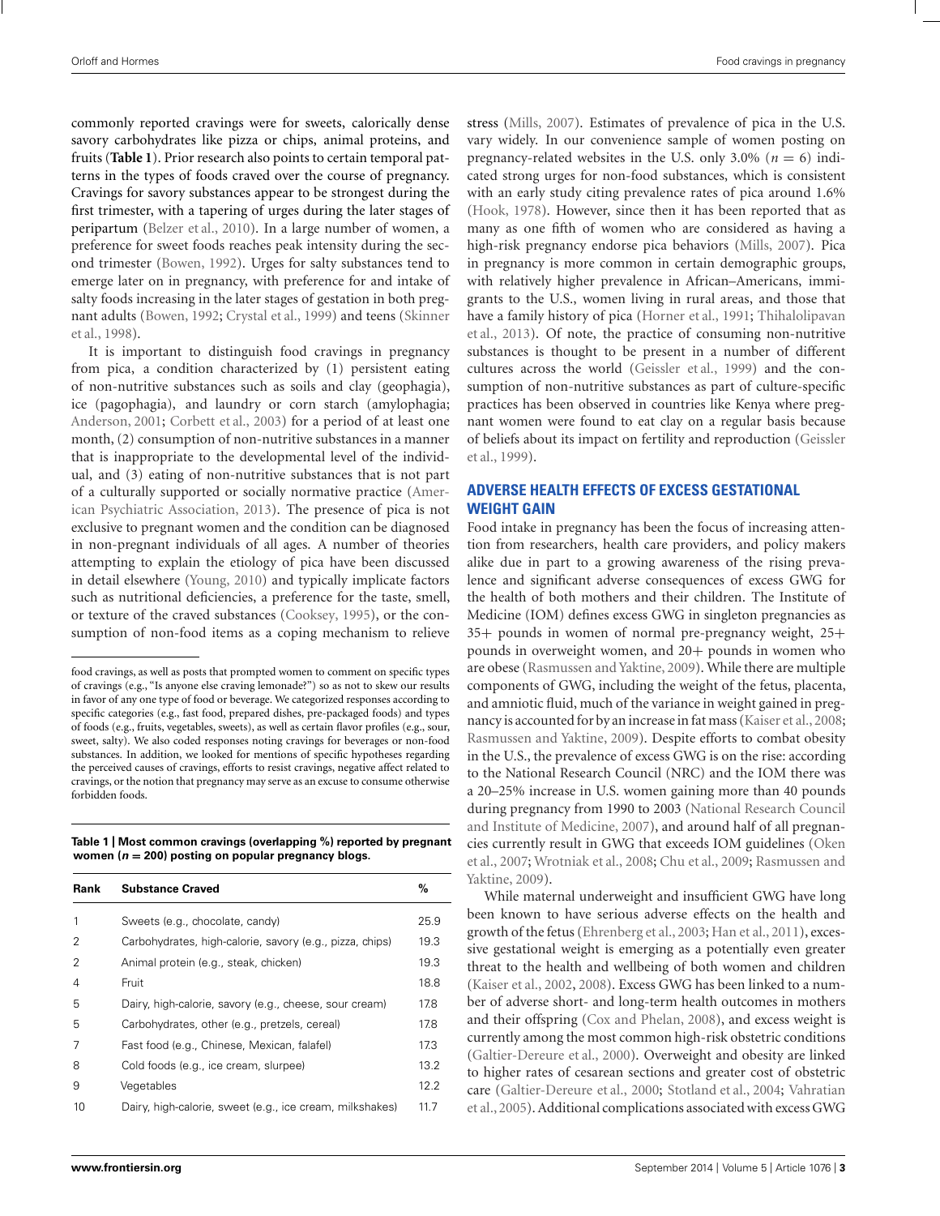commonly reported cravings were for sweets, calorically dense savory carbohydrates like pizza or chips, animal proteins, and fruits (**Table 1**). Prior research also points to certain temporal patterns in the types of foods craved over the course of pregnancy. Cravings for savory substances appear to be strongest during the first trimester, with a tapering of urges during the later stages of peripartum (Belzer et al., 2010). In a large number of women, a preference for sweet foods reaches peak intensity during the second trimester (Bowen, 1992). Urges for salty substances tend to emerge later on in pregnancy, with preference for and intake of salty foods increasing in the later stages of gestation in both pregnant adults (Bowen, 1992; Crystal et al., 1999) and teens (Skinner et al., 1998).

It is important to distinguish food cravings in pregnancy from pica, a condition characterized by (1) persistent eating of non-nutritive substances such as soils and clay (geophagia), ice (pagophagia), and laundry or corn starch (amylophagia; Anderson, 2001; Corbett et al., 2003) for a period of at least one month, (2) consumption of non-nutritive substances in a manner that is inappropriate to the developmental level of the individual, and (3) eating of non-nutritive substances that is not part of a culturally supported or socially normative practice (American Psychiatric Association, 2013). The presence of pica is not exclusive to pregnant women and the condition can be diagnosed in non-pregnant individuals of all ages. A number of theories attempting to explain the etiology of pica have been discussed in detail elsewhere (Young, 2010) and typically implicate factors such as nutritional deficiencies, a preference for the taste, smell, or texture of the craved substances (Cooksey, 1995), or the consumption of non-food items as a coping mechanism to relieve stress (Mills, 2007). Estimates of prevalence of pica in the U.S. vary widely. In our convenience sample of women posting on pregnancy-related websites in the U.S. only 3.0% ($n = 6$) indicated strong urges for non-food substances, which is consistent with an early study citing prevalence rates of pica around 1.6% (Hook, 1978). However, since then it has been reported that as many as one fifth of women who are considered as having a high-risk pregnancy endorse pica behaviors (Mills, 2007). Pica in pregnancy is more common in certain demographic groups, with relatively higher prevalence in African–Americans, immigrants to the U.S., women living in rural areas, and those that have a family history of pica (Horner et al., 1991; Thihalolipavan et al., 2013). Of note, the practice of consuming non-nutritive substances is thought to be present in a number of different cultures across the world (Geissler et al., 1999) and the consumption of non-nutritive substances as part of culture-specific practices has been observed in countries like Kenya where pregnant women were found to eat clay on a regular basis because of beliefs about its impact on fertility and reproduction (Geissler et al., 1999).

food cravings, as well as posts that prompted women to comment on specific types of cravings (e.g., "Is anyone else craving lemonade?") so as not to skew our results in favor of any one type of food or beverage. We categorized responses according to specific categories (e.g., fast food, prepared dishes, pre-packaged foods) and types of foods (e.g., fruits, vegetables, sweets), as well as certain flavor profiles (e.g., sour, sweet, salty). We also coded responses noting cravings for beverages or non-food substances. In addition, we looked for mentions of specific hypotheses regarding the perceived causes of cravings, efforts to resist cravings, negative affect related to cravings, or the notion that pregnancy may serve as an excuse to consume otherwise forbidden foods.

**Table 1 | Most common cravings (overlapping %) reported by pregnant women ($n = 200$) posting on popular pregnancy blogs.**

| Rank | Substance Craved | % |
|---|---|---|
| 1 | Sweets (e.g., chocolate, candy) | 25.9 |
| 2 | Carbohydrates, high-calorie, savory (e.g., pizza, chips) | 19.3 |
| 2 | Animal protein (e.g., steak, chicken) | 19.3 |
| 4 | Fruit | 18.8 |
| 5 | Dairy, high-calorie, savory (e.g., cheese, sour cream) | 17.8 |
| 5 | Carbohydrates, other (e.g., pretzels, cereal) | 17.8 |
| 7 | Fast food (e.g., Chinese, Mexican, falafel) | 17.3 |
| 8 | Cold foods (e.g., ice cream, slurpee) | 13.2 |
| 9 | Vegetables | 12.2 |
| 10 | Dairy, high-calorie, sweet (e.g., ice cream, milkshakes) | 11.7 |

## ADVERSE HEALTH EFFECTS OF EXCESS GESTATIONAL WEIGHT GAIN

Food intake in pregnancy has been the focus of increasing attention from researchers, health care providers, and policy makers alike due in part to a growing awareness of the rising prevalence and significant adverse consequences of excess GWG for the health of both mothers and their children. The Institute of Medicine (IOM) defines excess GWG in singleton pregnancies as 35+ pounds in women of normal pre-pregnancy weight, 25+ pounds in overweight women, and 20+ pounds in women who are obese (Rasmussen and Yaktine, 2009). While there are multiple components of GWG, including the weight of the fetus, placenta, and amniotic fluid, much of the variance in weight gained in pregnancy is accounted for by an increase in fat mass (Kaiser et al., 2008; Rasmussen and Yaktine, 2009). Despite efforts to combat obesity in the U.S., the prevalence of excess GWG is on the rise: according to the National Research Council (NRC) and the IOM there was a 20–25% increase in U.S. women gaining more than 40 pounds during pregnancy from 1990 to 2003 (National Research Council and Institute of Medicine, 2007), and around half of all pregnancies currently result in GWG that exceeds IOM guidelines (Oken et al., 2007; Wrotniak et al., 2008; Chu et al., 2009; Rasmussen and Yaktine, 2009).

While maternal underweight and insufficient GWG have long been known to have serious adverse effects on the health and growth of the fetus (Ehrenberg et al., 2003; Han et al., 2011), excessive gestational weight is emerging as a potentially even greater threat to the health and wellbeing of both women and children (Kaiser et al., 2002, 2008). Excess GWG has been linked to a number of adverse short- and long-term health outcomes in mothers and their offspring (Cox and Phelan, 2008), and excess weight is currently among the most common high-risk obstetric conditions (Galtier-Dereure et al., 2000). Overweight and obesity are linked to higher rates of cesarean sections and greater cost of obstetric care (Galtier-Dereure et al., 2000; Stotland et al., 2004; Vahratian et al., 2005). Additional complications associated with excess GWG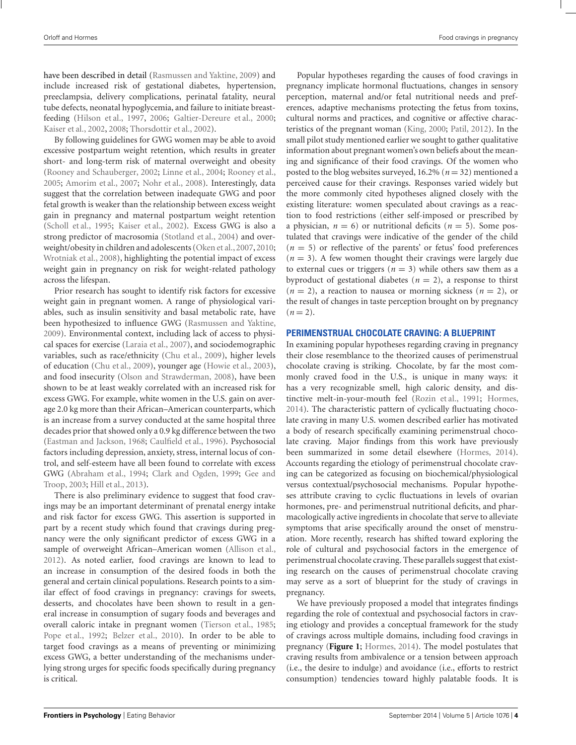have been described in detail (Rasmussen and Yaktine, 2009) and include increased risk of gestational diabetes, hypertension, preeclampsia, delivery complications, perinatal fatality, neural tube defects, neonatal hypoglycemia, and failure to initiate breastfeeding (Hilson et al., 1997, 2006; Galtier-Dereure et al., 2000; Kaiser et al., 2002, 2008; Thorsdottir et al., 2002).

By following guidelines for GWG women may be able to avoid excessive postpartum weight retention, which results in greater short- and long-term risk of maternal overweight and obesity (Rooney and Schauberger, 2002; Linne et al., 2004; Rooney et al., 2005; Amorim et al., 2007; Nohr et al., 2008). Interestingly, data suggest that the correlation between inadequate GWG and poor fetal growth is weaker than the relationship between excess weight gain in pregnancy and maternal postpartum weight retention (Scholl et al., 1995; Kaiser et al., 2002). Excess GWG is also a strong predictor of macrosomia (Stotland et al., 2004) and overweight/obesity in children and adolescents (Oken et al., 2007, 2010; Wrotniak et al., 2008), highlighting the potential impact of excess weight gain in pregnancy on risk for weight-related pathology across the lifespan.

Prior research has sought to identify risk factors for excessive weight gain in pregnant women. A range of physiological variables, such as insulin sensitivity and basal metabolic rate, have been hypothesized to influence GWG (Rasmussen and Yaktine, 2009). Environmental context, including lack of access to physical spaces for exercise (Laraia et al., 2007), and sociodemographic variables, such as race/ethnicity (Chu et al., 2009), higher levels of education (Chu et al., 2009), younger age (Howie et al., 2003), and food insecurity (Olson and Strawderman, 2008), have been shown to be at least weakly correlated with an increased risk for excess GWG. For example, white women in the U.S. gain on average 2.0 kg more than their African–American counterparts, which is an increase from a survey conducted at the same hospital three decades prior that showed only a 0.9 kg difference between the two (Eastman and Jackson, 1968; Caulfield et al., 1996). Psychosocial factors including depression, anxiety, stress, internal locus of control, and self-esteem have all been found to correlate with excess GWG (Abraham et al., 1994; Clark and Ogden, 1999; Gee and Troop, 2003; Hill et al., 2013).

There is also preliminary evidence to suggest that food cravings may be an important determinant of prenatal energy intake and risk factor for excess GWG. This assertion is supported in part by a recent study which found that cravings during pregnancy were the only significant predictor of excess GWG in a sample of overweight African–American women (Allison et al., 2012). As noted earlier, food cravings are known to lead to an increase in consumption of the desired foods in both the general and certain clinical populations. Research points to a similar effect of food cravings in pregnancy: cravings for sweets, desserts, and chocolates have been shown to result in a general increase in consumption of sugary foods and beverages and overall caloric intake in pregnant women (Tierson et al., 1985; Pope et al., 1992; Belzer et al., 2010). In order to be able to target food cravings as a means of preventing or minimizing excess GWG, a better understanding of the mechanisms underlying strong urges for specific foods specifically during pregnancy is critical.

Popular hypotheses regarding the causes of food cravings in pregnancy implicate hormonal fluctuations, changes in sensory perception, maternal and/or fetal nutritional needs and preferences, adaptive mechanisms protecting the fetus from toxins, cultural norms and practices, and cognitive or affective characteristics of the pregnant woman (King, 2000; Patil, 2012). In the small pilot study mentioned earlier we sought to gather qualitative information about pregnant women's own beliefs about the meaning and significance of their food cravings. Of the women who posted to the blog websites surveyed, 16.2% ($n = 32$) mentioned a perceived cause for their cravings. Responses varied widely but the more commonly cited hypotheses aligned closely with the existing literature: women speculated about cravings as a reaction to food restrictions (either self-imposed or prescribed by a physician, $n = 6$) or nutritional deficits ($n = 5$). Some postulated that cravings were indicative of the gender of the child ($n = 5$) or reflective of the parents' or fetus' food preferences ($n = 3$). A few women thought their cravings were largely due to external cues or triggers ($n = 3$) while others saw them as a byproduct of gestational diabetes ($n = 2$), a response to thirst ($n = 2$), a reaction to nausea or morning sickness ($n = 2$), or the result of changes in taste perception brought on by pregnancy ($n = 2$).

## PERIMENSTRUAL CHOCOLATE CRAVING: A BLUEPRINT

In examining popular hypotheses regarding craving in pregnancy their close resemblance to the theorized causes of perimenstrual chocolate craving is striking. Chocolate, by far the most commonly craved food in the U.S., is unique in many ways: it has a very recognizable smell, high caloric density, and distinctive melt-in-your-mouth feel (Rozin et al., 1991; Hormes, 2014). The characteristic pattern of cyclically fluctuating chocolate craving in many U.S. women described earlier has motivated a body of research specifically examining perimenstrual chocolate craving. Major findings from this work have previously been summarized in some detail elsewhere (Hormes, 2014). Accounts regarding the etiology of perimenstrual chocolate craving can be categorized as focusing on biochemical/physiological versus contextual/psychosocial mechanisms. Popular hypotheses attribute craving to cyclic fluctuations in levels of ovarian hormones, pre- and perimenstrual nutritional deficits, and pharmacologically active ingredients in chocolate that serve to alleviate symptoms that arise specifically around the onset of menstruation. More recently, research has shifted toward exploring the role of cultural and psychosocial factors in the emergence of perimenstrual chocolate craving. These parallels suggest that existing research on the causes of perimenstrual chocolate craving may serve as a sort of blueprint for the study of cravings in pregnancy.

We have previously proposed a model that integrates findings regarding the role of contextual and psychosocial factors in craving etiology and provides a conceptual framework for the study of cravings across multiple domains, including food cravings in pregnancy (**Figure 1**; Hormes, 2014). The model postulates that craving results from ambivalence or a tension between approach (i.e., the desire to indulge) and avoidance (i.e., efforts to restrict consumption) tendencies toward highly palatable foods. It is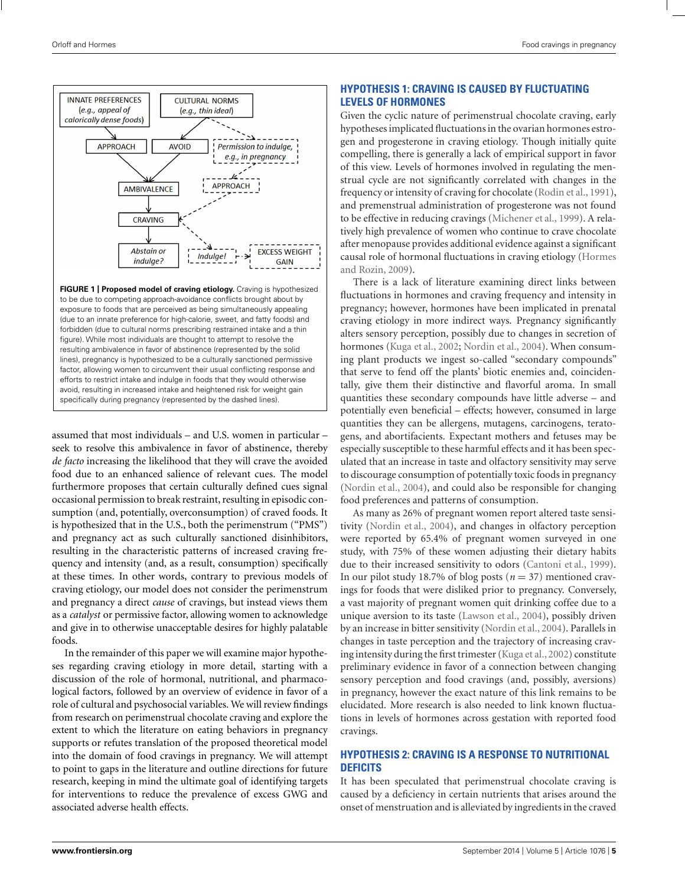INNATE PREFERENCES (e.g., appeal of calorically dense foods)

CULTURAL NORMS (e.g., thin ideal)

APPROACH

AVOID

Permission to indulge, e.g., in pregnancy

APPROACH

AMBIVALENCE

CRAVING

Abstain or indulge?

Indulge!

EXCESS WEIGHT GAIN

**FIGURE 1 | Proposed model of craving etiology.** Craving is hypothesized to be due to competing approach-avoidance conflicts brought about by exposure to foods that are perceived as being simultaneously appealing (due to an innate preference for high-calorie, sweet, and fatty foods) and forbidden (due to cultural norms prescribing restrained intake and a thin figure). While most individuals are thought to attempt to resolve the resulting ambivalence in favor of abstinence (represented by the solid lines), pregnancy is hypothesized to be a culturally sanctioned permissive factor, allowing women to circumvent their usual conflicting response and efforts to restrict intake and indulge in foods that they would otherwise avoid, resulting in increased intake and heightened risk for weight gain specifically during pregnancy (represented by the dashed lines).

assumed that most individuals – and U.S. women in particular – seek to resolve this ambivalence in favor of abstinence, thereby *de facto* increasing the likelihood that they will crave the avoided food due to an enhanced salience of relevant cues. The model furthermore proposes that certain culturally defined cues signal occasional permission to break restraint, resulting in episodic consumption (and, potentially, overconsumption) of craved foods. It is hypothesized that in the U.S., both the perimenstrum ("PMS") and pregnancy act as such culturally sanctioned disinhibitors, resulting in the characteristic patterns of increased craving frequency and intensity (and, as a result, consumption) specifically at these times. In other words, contrary to previous models of craving etiology, our model does not consider the perimenstrum and pregnancy a direct *cause* of cravings, but instead views them as a *catalyst* or permissive factor, allowing women to acknowledge and give in to otherwise unacceptable desires for highly palatable foods.

In the remainder of this paper we will examine major hypotheses regarding craving etiology in more detail, starting with a discussion of the role of hormonal, nutritional, and pharmacological factors, followed by an overview of evidence in favor of a role of cultural and psychosocial variables. We will review findings from research on perimenstrual chocolate craving and explore the extent to which the literature on eating behaviors in pregnancy supports or refutes translation of the proposed theoretical model into the domain of food cravings in pregnancy. We will attempt to point to gaps in the literature and outline directions for future research, keeping in mind the ultimate goal of identifying targets for interventions to reduce the prevalence of excess GWG and associated adverse health effects.

## HYPOTHESIS 1: CRAVING IS CAUSED BY FLUCTUATING LEVELS OF HORMONES

Given the cyclic nature of perimenstrual chocolate craving, early hypotheses implicated fluctuations in the ovarian hormones estrogen and progesterone in craving etiology. Though initially quite compelling, there is generally a lack of empirical support in favor of this view. Levels of hormones involved in regulating the menstrual cycle are not significantly correlated with changes in the frequency or intensity of craving for chocolate (Rodin et al., 1991), and premenstrual administration of progesterone was not found to be effective in reducing cravings (Michener et al., 1999). A relatively high prevalence of women who continue to crave chocolate after menopause provides additional evidence against a significant causal role of hormonal fluctuations in craving etiology (Hormes and Rozin, 2009).

There is a lack of literature examining direct links between fluctuations in hormones and craving frequency and intensity in pregnancy; however, hormones have been implicated in prenatal craving etiology in more indirect ways. Pregnancy significantly alters sensory perception, possibly due to changes in secretion of hormones (Kuga et al., 2002; Nordin et al., 2004). When consuming plant products we ingest so-called "secondary compounds" that serve to fend off the plants' biotic enemies and, coincidentally, give them their distinctive and flavorful aroma. In small quantities these secondary compounds have little adverse – and potentially even beneficial – effects; however, consumed in large quantities they can be allergens, mutagens, carcinogens, teratogens, and abortifacients. Expectant mothers and fetuses may be especially susceptible to these harmful effects and it has been speculated that an increase in taste and olfactory sensitivity may serve to discourage consumption of potentially toxic foods in pregnancy (Nordin et al., 2004), and could also be responsible for changing food preferences and patterns of consumption.

As many as 26% of pregnant women report altered taste sensitivity (Nordin et al., 2004), and changes in olfactory perception were reported by 65.4% of pregnant women surveyed in one study, with 75% of these women adjusting their dietary habits due to their increased sensitivity to odors (Cantoni et al., 1999). In our pilot study 18.7% of blog posts ($n = 37$) mentioned cravings for foods that were disliked prior to pregnancy. Conversely, a vast majority of pregnant women quit drinking coffee due to a unique aversion to its taste (Lawson et al., 2004), possibly driven by an increase in bitter sensitivity (Nordin et al., 2004). Parallels in changes in taste perception and the trajectory of increasing craving intensity during the first trimester (Kuga et al., 2002) constitute preliminary evidence in favor of a connection between changing sensory perception and food cravings (and, possibly, aversions) in pregnancy, however the exact nature of this link remains to be elucidated. More research is also needed to link known fluctuations in levels of hormones across gestation with reported food cravings.

## HYPOTHESIS 2: CRAVING IS A RESPONSE TO NUTRITIONAL DEFICITS

It has been speculated that perimenstrual chocolate craving is caused by a deficiency in certain nutrients that arises around the onset of menstruation and is alleviated by ingredients in the craved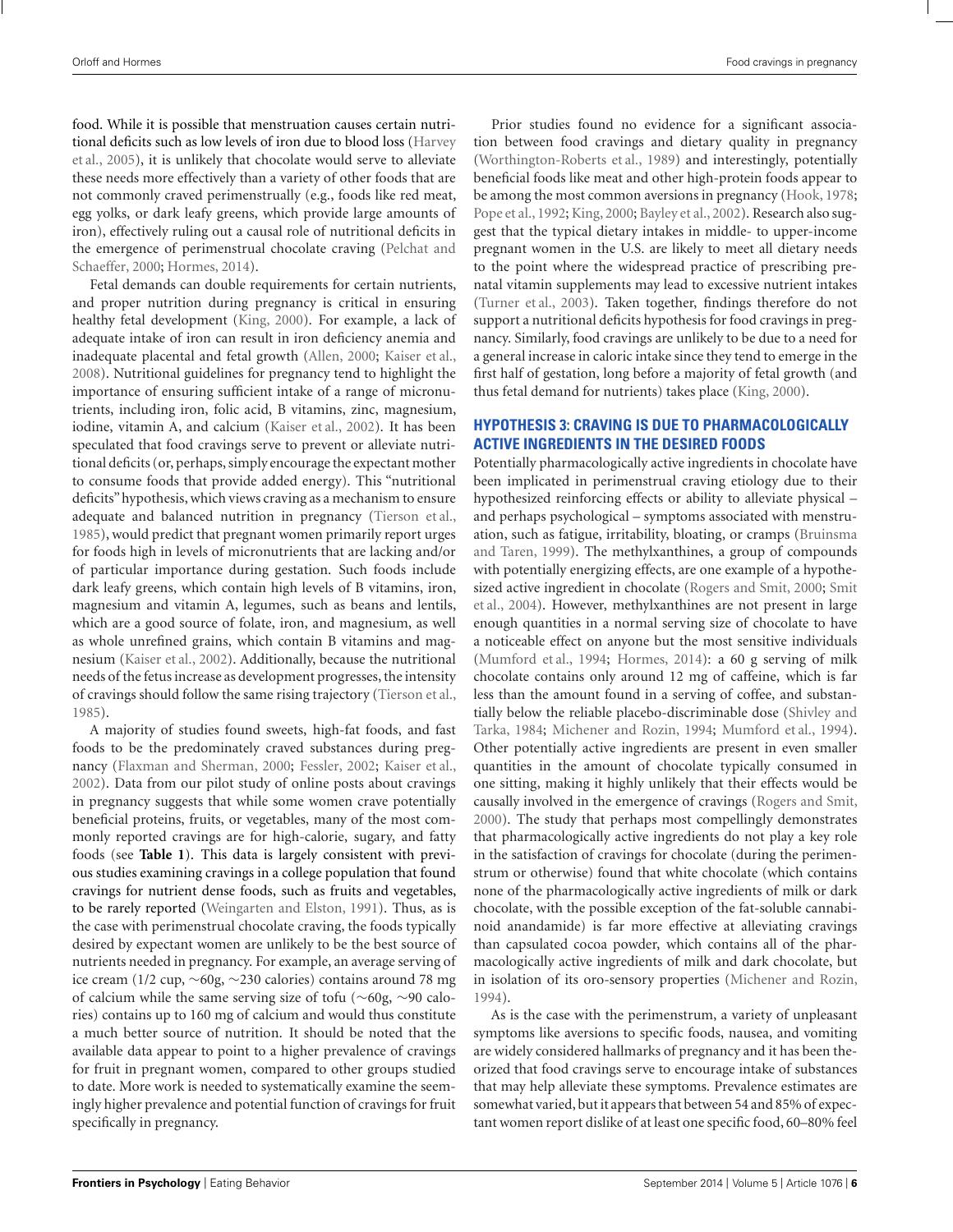food. While it is possible that menstruation causes certain nutritional deficits such as low levels of iron due to blood loss (Harvey et al., 2005), it is unlikely that chocolate would serve to alleviate these needs more effectively than a variety of other foods that are not commonly craved perimenstrually (e.g., foods like red meat, egg yolks, or dark leafy greens, which provide large amounts of iron), effectively ruling out a causal role of nutritional deficits in the emergence of perimenstrual chocolate craving (Pelchat and Schaeffer, 2000; Hormes, 2014).

Fetal demands can double requirements for certain nutrients, and proper nutrition during pregnancy is critical in ensuring healthy fetal development (King, 2000). For example, a lack of adequate intake of iron can result in iron deficiency anemia and inadequate placental and fetal growth (Allen, 2000; Kaiser et al., 2008). Nutritional guidelines for pregnancy tend to highlight the importance of ensuring sufficient intake of a range of micronutrients, including iron, folic acid, B vitamins, zinc, magnesium, iodine, vitamin A, and calcium (Kaiser et al., 2002). It has been speculated that food cravings serve to prevent or alleviate nutritional deficits (or, perhaps, simply encourage the expectant mother to consume foods that provide added energy). This "nutritional deficits" hypothesis, which views craving as a mechanism to ensure adequate and balanced nutrition in pregnancy (Tierson et al., 1985), would predict that pregnant women primarily report urges for foods high in levels of micronutrients that are lacking and/or of particular importance during gestation. Such foods include dark leafy greens, which contain high levels of B vitamins, iron, magnesium and vitamin A, legumes, such as beans and lentils, which are a good source of folate, iron, and magnesium, as well as whole unrefined grains, which contain B vitamins and magnesium (Kaiser et al., 2002). Additionally, because the nutritional needs of the fetus increase as development progresses, the intensity of cravings should follow the same rising trajectory (Tierson et al., 1985).

A majority of studies found sweets, high-fat foods, and fast foods to be the predominately craved substances during pregnancy (Flaxman and Sherman, 2000; Fessler, 2002; Kaiser et al., 2002). Data from our pilot study of online posts about cravings in pregnancy suggests that while some women crave potentially beneficial proteins, fruits, or vegetables, many of the most commonly reported cravings are for high-calorie, sugary, and fatty foods (see **Table 1**). This data is largely consistent with previous studies examining cravings in a college population that found cravings for nutrient dense foods, such as fruits and vegetables, to be rarely reported (Weingarten and Elston, 1991). Thus, as is the case with perimenstrual chocolate craving, the foods typically desired by expectant women are unlikely to be the best source of nutrients needed in pregnancy. For example, an average serving of ice cream (1/2 cup, ~60g, ~230 calories) contains around 78 mg of calcium while the same serving size of tofu (~60g, ~90 calories) contains up to 160 mg of calcium and would thus constitute a much better source of nutrition. It should be noted that the available data appear to point to a higher prevalence of cravings for fruit in pregnant women, compared to other groups studied to date. More work is needed to systematically examine the seemingly higher prevalence and potential function of cravings for fruit specifically in pregnancy.

Prior studies found no evidence for a significant association between food cravings and dietary quality in pregnancy (Worthington-Roberts et al., 1989) and interestingly, potentially beneficial foods like meat and other high-protein foods appear to be among the most common aversions in pregnancy (Hook, 1978; Pope et al., 1992; King, 2000; Bayley et al., 2002). Research also suggest that the typical dietary intakes in middle- to upper-income pregnant women in the U.S. are likely to meet all dietary needs to the point where the widespread practice of prescribing prenatal vitamin supplements may lead to excessive nutrient intakes (Turner et al., 2003). Taken together, findings therefore do not support a nutritional deficits hypothesis for food cravings in pregnancy. Similarly, food cravings are unlikely to be due to a need for a general increase in caloric intake since they tend to emerge in the first half of gestation, long before a majority of fetal growth (and thus fetal demand for nutrients) takes place (King, 2000).

## HYPOTHESIS 3: CRAVING IS DUE TO PHARMACOLOGICALLY ACTIVE INGREDIENTS IN THE DESIRED FOODS

Potentially pharmacologically active ingredients in chocolate have been implicated in perimenstrual craving etiology due to their hypothesized reinforcing effects or ability to alleviate physical – and perhaps psychological – symptoms associated with menstruation, such as fatigue, irritability, bloating, or cramps (Bruinsma and Taren, 1999). The methylxanthines, a group of compounds with potentially energizing effects, are one example of a hypothesized active ingredient in chocolate (Rogers and Smit, 2000; Smit et al., 2004). However, methylxanthines are not present in large enough quantities in a normal serving size of chocolate to have a noticeable effect on anyone but the most sensitive individuals (Mumford et al., 1994; Hormes, 2014): a 60 g serving of milk chocolate contains only around 12 mg of caffeine, which is far less than the amount found in a serving of coffee, and substantially below the reliable placebo-discriminable dose (Shivley and Tarka, 1984; Michener and Rozin, 1994; Mumford et al., 1994). Other potentially active ingredients are present in even smaller quantities in the amount of chocolate typically consumed in one sitting, making it highly unlikely that their effects would be causally involved in the emergence of cravings (Rogers and Smit, 2000). The study that perhaps most compellingly demonstrates that pharmacologically active ingredients do not play a key role in the satisfaction of cravings for chocolate (during the perimenstrum or otherwise) found that white chocolate (which contains none of the pharmacologically active ingredients of milk or dark chocolate, with the possible exception of the fat-soluble cannabinoid anandamide) is far more effective at alleviating cravings than capsulated cocoa powder, which contains all of the pharmacologically active ingredients of milk and dark chocolate, but in isolation of its oro-sensory properties (Michener and Rozin, 1994).

As is the case with the perimenstrum, a variety of unpleasant symptoms like aversions to specific foods, nausea, and vomiting are widely considered hallmarks of pregnancy and it has been theorized that food cravings serve to encourage intake of substances that may help alleviate these symptoms. Prevalence estimates are somewhat varied, but it appears that between 54 and 85% of expectant women report dislike of at least one specific food, 60–80% feel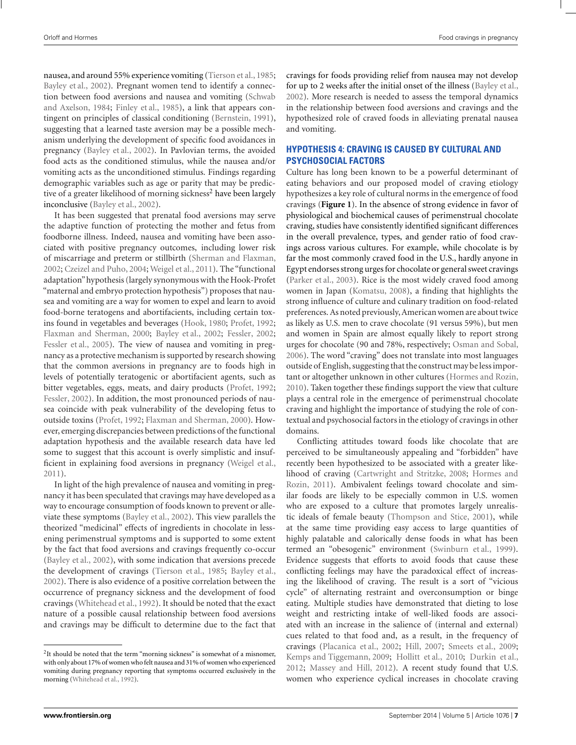nausea, and around 55% experience vomiting (Tierson et al., 1985; Bayley et al., 2002). Pregnant women tend to identify a connection between food aversions and nausea and vomiting (Schwab and Axelson, 1984; Finley et al., 1985), a link that appears contingent on principles of classical conditioning (Bernstein, 1991), suggesting that a learned taste aversion may be a possible mechanism underlying the development of specific food avoidances in pregnancy (Bayley et al., 2002). In Pavlovian terms, the avoided food acts as the conditioned stimulus, while the nausea and/or vomiting acts as the unconditioned stimulus. Findings regarding demographic variables such as age or parity that may be predictive of a greater likelihood of morning sickness[2] have been largely inconclusive (Bayley et al., 2002).

It has been suggested that prenatal food aversions may serve the adaptive function of protecting the mother and fetus from foodborne illness. Indeed, nausea and vomiting have been associated with positive pregnancy outcomes, including lower risk of miscarriage and preterm or stillbirth (Sherman and Flaxman, 2002; Czeizel and Puho, 2004; Weigel et al., 2011). The "functional adaptation" hypothesis (largely synonymous with the Hook-Profet "maternal and embryo protection hypothesis") proposes that nausea and vomiting are a way for women to expel and learn to avoid food-borne teratogens and abortifacients, including certain toxins found in vegetables and beverages (Hook, 1980; Profet, 1992; Flaxman and Sherman, 2000; Bayley et al., 2002; Fessler, 2002; Fessler et al., 2005). The view of nausea and vomiting in pregnancy as a protective mechanism is supported by research showing that the common aversions in pregnancy are to foods high in levels of potentially teratogenic or abortifacient agents, such as bitter vegetables, eggs, meats, and dairy products (Profet, 1992; Fessler, 2002). In addition, the most pronounced periods of nausea coincide with peak vulnerability of the developing fetus to outside toxins (Profet, 1992; Flaxman and Sherman, 2000). However, emerging discrepancies between predictions of the functional adaptation hypothesis and the available research data have led some to suggest that this account is overly simplistic and insufficient in explaining food aversions in pregnancy (Weigel et al., 2011).

In light of the high prevalence of nausea and vomiting in pregnancy it has been speculated that cravings may have developed as a way to encourage consumption of foods known to prevent or alleviate these symptoms (Bayley et al., 2002). This view parallels the theorized "medicinal" effects of ingredients in chocolate in lessening perimenstrual symptoms and is supported to some extent by the fact that food aversions and cravings frequently co-occur (Bayley et al., 2002), with some indication that aversions precede the development of cravings (Tierson et al., 1985; Bayley et al., 2002). There is also evidence of a positive correlation between the occurrence of pregnancy sickness and the development of food cravings (Whitehead et al., 1992). It should be noted that the exact nature of a possible causal relationship between food aversions and cravings may be difficult to determine due to the fact that cravings for foods providing relief from nausea may not develop for up to 2 weeks after the initial onset of the illness (Bayley et al., 2002). More research is needed to assess the temporal dynamics in the relationship between food aversions and cravings and the hypothesized role of craved foods in alleviating prenatal nausea and vomiting.

## HYPOTHESIS 4: CRAVING IS CAUSED BY CULTURAL AND PSYCHOSOCIAL FACTORS

Culture has long been known to be a powerful determinant of eating behaviors and our proposed model of craving etiology hypothesizes a key role of cultural norms in the emergence of food cravings (**Figure 1**). In the absence of strong evidence in favor of physiological and biochemical causes of perimenstrual chocolate craving, studies have consistently identified significant differences in the overall prevalence, types, and gender ratio of food cravings across various cultures. For example, while chocolate is by far the most commonly craved food in the U.S., hardly anyone in Egypt endorses strong urges for chocolate or general sweet cravings (Parker et al., 2003). Rice is the most widely craved food among women in Japan (Komatsu, 2008), a finding that highlights the strong influence of culture and culinary tradition on food-related preferences. As noted previously, American women are about twice as likely as U.S. men to crave chocolate (91 versus 59%), but men and women in Spain are almost equally likely to report strong urges for chocolate (90 and 78%, respectively; Osman and Sobal, 2006). The word "craving" does not translate into most languages outside of English, suggesting that the construct may be less important or altogether unknown in other cultures (Hormes and Rozin, 2010). Taken together these findings support the view that culture plays a central role in the emergence of perimenstrual chocolate craving and highlight the importance of studying the role of contextual and psychosocial factors in the etiology of cravings in other domains.

Conflicting attitudes toward foods like chocolate that are perceived to be simultaneously appealing and "forbidden" have recently been hypothesized to be associated with a greater likelihood of craving (Cartwright and Stritzke, 2008; Hormes and Rozin, 2011). Ambivalent feelings toward chocolate and similar foods are likely to be especially common in U.S. women who are exposed to a culture that promotes largely unrealistic ideals of female beauty (Thompson and Stice, 2001), while at the same time providing easy access to large quantities of highly palatable and calorically dense foods in what has been termed an "obesogenic" environment (Swinburn et al., 1999). Evidence suggests that efforts to avoid foods that cause these conflicting feelings may have the paradoxical effect of increasing the likelihood of craving. The result is a sort of "vicious cycle" of alternating restraint and overconsumption or binge eating. Multiple studies have demonstrated that dieting to lose weight and restricting intake of well-liked foods are associated with an increase in the salience of (internal and external) cues related to that food and, as a result, in the frequency of cravings (Placanica et al., 2002; Hill, 2007; Smeets et al., 2009; Kemps and Tiggemann, 2009; Hollitt et al., 2010; Durkin et al., 2012; Massey and Hill, 2012). A recent study found that U.S. women who experience cyclical increases in chocolate craving

[2]It should be noted that the term "morning sickness" is somewhat of a misnomer, with only about 17% of women who felt nausea and 31% of women who experienced vomiting during pregnancy reporting that symptoms occurred exclusively in the morning (Whitehead et al., 1992).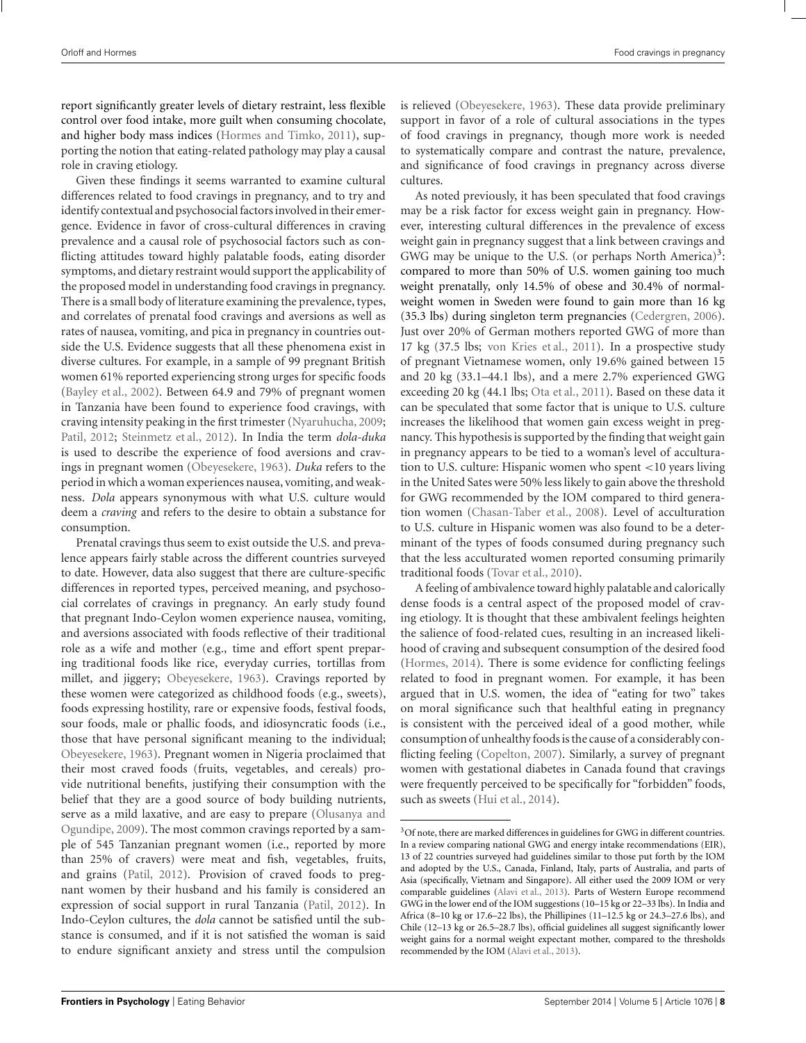report significantly greater levels of dietary restraint, less flexible control over food intake, more guilt when consuming chocolate, and higher body mass indices (Hormes and Timko, 2011), supporting the notion that eating-related pathology may play a causal role in craving etiology.

Given these findings it seems warranted to examine cultural differences related to food cravings in pregnancy, and to try and identify contextual and psychosocial factors involved in their emergence. Evidence in favor of cross-cultural differences in craving prevalence and a causal role of psychosocial factors such as conflicting attitudes toward highly palatable foods, eating disorder symptoms, and dietary restraint would support the applicability of the proposed model in understanding food cravings in pregnancy. There is a small body of literature examining the prevalence, types, and correlates of prenatal food cravings and aversions as well as rates of nausea, vomiting, and pica in pregnancy in countries outside the U.S. Evidence suggests that all these phenomena exist in diverse cultures. For example, in a sample of 99 pregnant British women 61% reported experiencing strong urges for specific foods (Bayley et al., 2002). Between 64.9 and 79% of pregnant women in Tanzania have been found to experience food cravings, with craving intensity peaking in the first trimester (Nyaruhucha, 2009; Patil, 2012; Steinmetz et al., 2012). In India the term *dola-duka* is used to describe the experience of food aversions and cravings in pregnant women (Obeyesekere, 1963). *Duka* refers to the period in which a woman experiences nausea, vomiting, and weakness. *Dola* appears synonymous with what U.S. culture would deem a *craving* and refers to the desire to obtain a substance for consumption.

Prenatal cravings thus seem to exist outside the U.S. and prevalence appears fairly stable across the different countries surveyed to date. However, data also suggest that there are culture-specific differences in reported types, perceived meaning, and psychosocial correlates of cravings in pregnancy. An early study found that pregnant Indo-Ceylon women experience nausea, vomiting, and aversions associated with foods reflective of their traditional role as a wife and mother (e.g., time and effort spent preparing traditional foods like rice, everyday curries, tortillas from millet, and jiggery; Obeyesekere, 1963). Cravings reported by these women were categorized as childhood foods (e.g., sweets), foods expressing hostility, rare or expensive foods, festival foods, sour foods, male or phallic foods, and idiosyncratic foods (i.e., those that have personal significant meaning to the individual; Obeyesekere, 1963). Pregnant women in Nigeria proclaimed that their most craved foods (fruits, vegetables, and cereals) provide nutritional benefits, justifying their consumption with the belief that they are a good source of body building nutrients, serve as a mild laxative, and are easy to prepare (Olusanya and Ogundipe, 2009). The most common cravings reported by a sample of 545 Tanzanian pregnant women (i.e., reported by more than 25% of cravers) were meat and fish, vegetables, fruits, and grains (Patil, 2012). Provision of craved foods to pregnant women by their husband and his family is considered an expression of social support in rural Tanzania (Patil, 2012). In Indo-Ceylon cultures, the *dola* cannot be satisfied until the substance is consumed, and if it is not satisfied the woman is said to endure significant anxiety and stress until the compulsion is relieved (Obeyesekere, 1963). These data provide preliminary support in favor of a role of cultural associations in the types of food cravings in pregnancy, though more work is needed to systematically compare and contrast the nature, prevalence, and significance of food cravings in pregnancy across diverse cultures.

As noted previously, it has been speculated that food cravings may be a risk factor for excess weight gain in pregnancy. However, interesting cultural differences in the prevalence of excess weight gain in pregnancy suggest that a link between cravings and GWG may be unique to the U.S. (or perhaps North America)[3]: compared to more than 50% of U.S. women gaining too much weight prenatally, only 14.5% of obese and 30.4% of normal-weight women in Sweden were found to gain more than 16 kg (35.3 lbs) during singleton term pregnancies (Cedergren, 2006). Just over 20% of German mothers reported GWG of more than 17 kg (37.5 lbs; von Kries et al., 2011). In a prospective study of pregnant Vietnamese women, only 19.6% gained between 15 and 20 kg (33.1–44.1 lbs), and a mere 2.7% experienced GWG exceeding 20 kg (44.1 lbs; Ota et al., 2011). Based on these data it can be speculated that some factor that is unique to U.S. culture increases the likelihood that women gain excess weight in pregnancy. This hypothesis is supported by the finding that weight gain in pregnancy appears to be tied to a woman's level of acculturation to U.S. culture: Hispanic women who spent <10 years living in the United Sates were 50% less likely to gain above the threshold for GWG recommended by the IOM compared to third generation women (Chasan-Taber et al., 2008). Level of acculturation to U.S. culture in Hispanic women was also found to be a determinant of the types of foods consumed during pregnancy such that the less acculturated women reported consuming primarily traditional foods (Tovar et al., 2010).

A feeling of ambivalence toward highly palatable and calorically dense foods is a central aspect of the proposed model of craving etiology. It is thought that these ambivalent feelings heighten the salience of food-related cues, resulting in an increased likelihood of craving and subsequent consumption of the desired food (Hormes, 2014). There is some evidence for conflicting feelings related to food in pregnant women. For example, it has been argued that in U.S. women, the idea of "eating for two" takes on moral significance such that healthful eating in pregnancy is consistent with the perceived ideal of a good mother, while consumption of unhealthy foods is the cause of a considerably conflicting feeling (Copelton, 2007). Similarly, a survey of pregnant women with gestational diabetes in Canada found that cravings were frequently perceived to be specifically for "forbidden" foods, such as sweets (Hui et al., 2014).

[3]Of note, there are marked differences in guidelines for GWG in different countries. In a review comparing national GWG and energy intake recommendations (EIR), 13 of 22 countries surveyed had guidelines similar to those put forth by the IOM and adopted by the U.S., Canada, Finland, Italy, parts of Australia, and parts of Asia (specifically, Vietnam and Singapore). All either used the 2009 IOM or very comparable guidelines (Alavi et al., 2013). Parts of Western Europe recommend GWG in the lower end of the IOM suggestions (10–15 kg or 22–33 lbs). In India and Africa (8–10 kg or 17.6–22 lbs), the Phillipines (11–12.5 kg or 24.3–27.6 lbs), and Chile (12–13 kg or 26.5–28.7 lbs), official guidelines all suggest significantly lower weight gains for a normal weight expectant mother, compared to the thresholds recommended by the IOM (Alavi et al., 2013).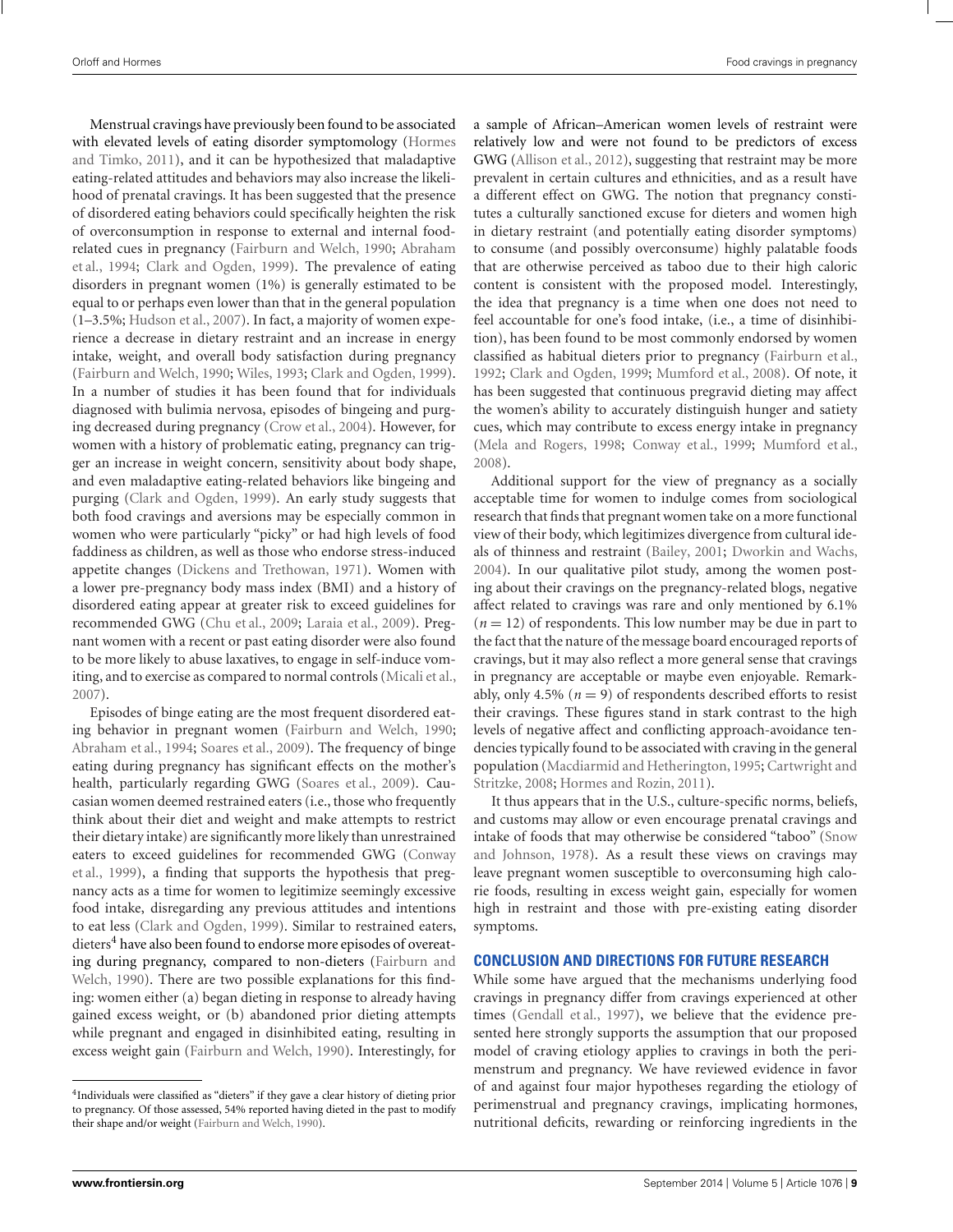Menstrual cravings have previously been found to be associated with elevated levels of eating disorder symptomology (Hormes and Timko, 2011), and it can be hypothesized that maladaptive eating-related attitudes and behaviors may also increase the likelihood of prenatal cravings. It has been suggested that the presence of disordered eating behaviors could specifically heighten the risk of overconsumption in response to external and internal food-related cues in pregnancy (Fairburn and Welch, 1990; Abraham et al., 1994; Clark and Ogden, 1999). The prevalence of eating disorders in pregnant women (1%) is generally estimated to be equal to or perhaps even lower than that in the general population (1–3.5%; Hudson et al., 2007). In fact, a majority of women experience a decrease in dietary restraint and an increase in energy intake, weight, and overall body satisfaction during pregnancy (Fairburn and Welch, 1990; Wiles, 1993; Clark and Ogden, 1999). In a number of studies it has been found that for individuals diagnosed with bulimia nervosa, episodes of bingeing and purging decreased during pregnancy (Crow et al., 2004). However, for women with a history of problematic eating, pregnancy can trigger an increase in weight concern, sensitivity about body shape, and even maladaptive eating-related behaviors like bingeing and purging (Clark and Ogden, 1999). An early study suggests that both food cravings and aversions may be especially common in women who were particularly "picky" or had high levels of food faddiness as children, as well as those who endorse stress-induced appetite changes (Dickens and Trethowan, 1971). Women with a lower pre-pregnancy body mass index (BMI) and a history of disordered eating appear at greater risk to exceed guidelines for recommended GWG (Chu et al., 2009; Laraia et al., 2009). Pregnant women with a recent or past eating disorder were also found to be more likely to abuse laxatives, to engage in self-induce vomiting, and to exercise as compared to normal controls (Micali et al., 2007).

Episodes of binge eating are the most frequent disordered eating behavior in pregnant women (Fairburn and Welch, 1990; Abraham et al., 1994; Soares et al., 2009). The frequency of binge eating during pregnancy has significant effects on the mother's health, particularly regarding GWG (Soares et al., 2009). Caucasian women deemed restrained eaters (i.e., those who frequently think about their diet and weight and make attempts to restrict their dietary intake) are significantly more likely than unrestrained eaters to exceed guidelines for recommended GWG (Conway et al., 1999), a finding that supports the hypothesis that pregnancy acts as a time for women to legitimize seemingly excessive food intake, disregarding any previous attitudes and intentions to eat less (Clark and Ogden, 1999). Similar to restrained eaters, dieters[4] have also been found to endorse more episodes of overeating during pregnancy, compared to non-dieters (Fairburn and Welch, 1990). There are two possible explanations for this finding: women either (a) began dieting in response to already having gained excess weight, or (b) abandoned prior dieting attempts while pregnant and engaged in disinhibited eating, resulting in excess weight gain (Fairburn and Welch, 1990). Interestingly, for a sample of African–American women levels of restraint were relatively low and were not found to be predictors of excess GWG (Allison et al., 2012), suggesting that restraint may be more prevalent in certain cultures and ethnicities, and as a result have a different effect on GWG. The notion that pregnancy constitutes a culturally sanctioned excuse for dieters and women high in dietary restraint (and potentially eating disorder symptoms) to consume (and possibly overconsume) highly palatable foods that are otherwise perceived as taboo due to their high caloric content is consistent with the proposed model. Interestingly, the idea that pregnancy is a time when one does not need to feel accountable for one's food intake, (i.e., a time of disinhibition), has been found to be most commonly endorsed by women classified as habitual dieters prior to pregnancy (Fairburn et al., 1992; Clark and Ogden, 1999; Mumford et al., 2008). Of note, it has been suggested that continuous pregravid dieting may affect the women's ability to accurately distinguish hunger and satiety cues, which may contribute to excess energy intake in pregnancy (Mela and Rogers, 1998; Conway et al., 1999; Mumford et al., 2008).

Additional support for the view of pregnancy as a socially acceptable time for women to indulge comes from sociological research that finds that pregnant women take on a more functional view of their body, which legitimizes divergence from cultural ideals of thinness and restraint (Bailey, 2001; Dworkin and Wachs, 2004). In our qualitative pilot study, among the women posting about their cravings on the pregnancy-related blogs, negative affect related to cravings was rare and only mentioned by 6.1% ($n = 12$) of respondents. This low number may be due in part to the fact that the nature of the message board encouraged reports of cravings, but it may also reflect a more general sense that cravings in pregnancy are acceptable or maybe even enjoyable. Remarkably, only 4.5% ($n = 9$) of respondents described efforts to resist their cravings. These figures stand in stark contrast to the high levels of negative affect and conflicting approach-avoidance tendencies typically found to be associated with craving in the general population (Macdiarmid and Hetherington, 1995; Cartwright and Stritzke, 2008; Hormes and Rozin, 2011).

It thus appears that in the U.S., culture-specific norms, beliefs, and customs may allow or even encourage prenatal cravings and intake of foods that may otherwise be considered "taboo" (Snow and Johnson, 1978). As a result these views on cravings may leave pregnant women susceptible to overconsuming high calorie foods, resulting in excess weight gain, especially for women high in restraint and those with pre-existing eating disorder symptoms.

## CONCLUSION AND DIRECTIONS FOR FUTURE RESEARCH

While some have argued that the mechanisms underlying food cravings in pregnancy differ from cravings experienced at other times (Gendall et al., 1997), we believe that the evidence presented here strongly supports the assumption that our proposed model of craving etiology applies to cravings in both the perimenstrum and pregnancy. We have reviewed evidence in favor of and against four major hypotheses regarding the etiology of perimenstrual and pregnancy cravings, implicating hormones, nutritional deficits, rewarding or reinforcing ingredients in the

---

[4] Individuals were classified as "dieters" if they gave a clear history of dieting prior to pregnancy. Of those assessed, 54% reported having dieted in the past to modify their shape and/or weight (Fairburn and Welch, 1990).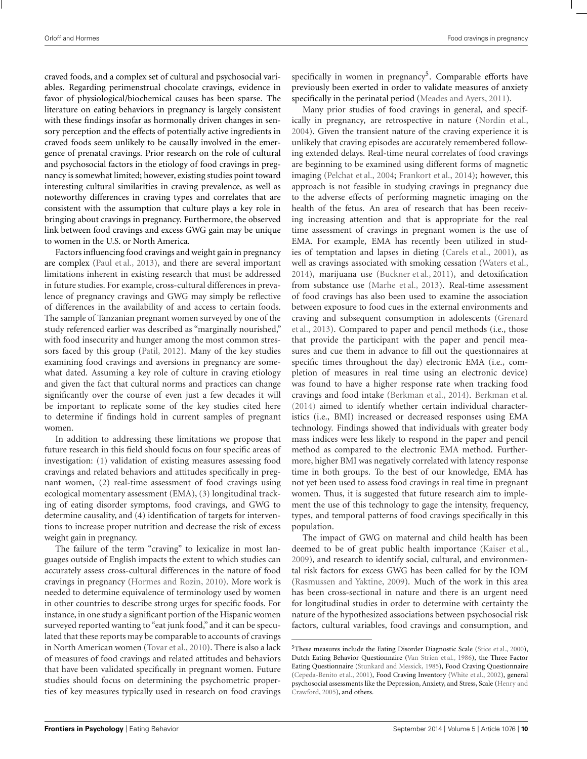craved foods, and a complex set of cultural and psychosocial variables. Regarding perimenstrual chocolate cravings, evidence in favor of physiological/biochemical causes has been sparse. The literature on eating behaviors in pregnancy is largely consistent with these findings insofar as hormonally driven changes in sensory perception and the effects of potentially active ingredients in craved foods seem unlikely to be causally involved in the emergence of prenatal cravings. Prior research on the role of cultural and psychosocial factors in the etiology of food cravings in pregnancy is somewhat limited; however, existing studies point toward interesting cultural similarities in craving prevalence, as well as noteworthy differences in craving types and correlates that are consistent with the assumption that culture plays a key role in bringing about cravings in pregnancy. Furthermore, the observed link between food cravings and excess GWG gain may be unique to women in the U.S. or North America.

Factors influencing food cravings and weight gain in pregnancy are complex (Paul et al., 2013), and there are several important limitations inherent in existing research that must be addressed in future studies. For example, cross-cultural differences in prevalence of pregnancy cravings and GWG may simply be reflective of differences in the availability of and access to certain foods. The sample of Tanzanian pregnant women surveyed by one of the study referenced earlier was described as "marginally nourished," with food insecurity and hunger among the most common stressors faced by this group (Patil, 2012). Many of the key studies examining food cravings and aversions in pregnancy are somewhat dated. Assuming a key role of culture in craving etiology and given the fact that cultural norms and practices can change significantly over the course of even just a few decades it will be important to replicate some of the key studies cited here to determine if findings hold in current samples of pregnant women.

In addition to addressing these limitations we propose that future research in this field should focus on four specific areas of investigation: (1) validation of existing measures assessing food cravings and related behaviors and attitudes specifically in pregnant women, (2) real-time assessment of food cravings using ecological momentary assessment (EMA), (3) longitudinal tracking of eating disorder symptoms, food cravings, and GWG to determine causality, and (4) identification of targets for interventions to increase proper nutrition and decrease the risk of excess weight gain in pregnancy.

The failure of the term "craving" to lexicalize in most languages outside of English impacts the extent to which studies can accurately assess cross-cultural differences in the nature of food cravings in pregnancy (Hormes and Rozin, 2010). More work is needed to determine equivalence of terminology used by women in other countries to describe strong urges for specific foods. For instance, in one study a significant portion of the Hispanic women surveyed reported wanting to "eat junk food," and it can be speculated that these reports may be comparable to accounts of cravings in North American women (Tovar et al., 2010). There is also a lack of measures of food cravings and related attitudes and behaviors that have been validated specifically in pregnant women. Future studies should focus on determining the psychometric properties of key measures typically used in research on food cravings specifically in women in pregnancy[5]. Comparable efforts have previously been exerted in order to validate measures of anxiety specifically in the perinatal period (Meades and Ayers, 2011).

Many prior studies of food cravings in general, and specifically in pregnancy, are retrospective in nature (Nordin et al., 2004). Given the transient nature of the craving experience it is unlikely that craving episodes are accurately remembered following extended delays. Real-time neural correlates of food cravings are beginning to be examined using different forms of magnetic imaging (Pelchat et al., 2004; Frankort et al., 2014); however, this approach is not feasible in studying cravings in pregnancy due to the adverse effects of performing magnetic imaging on the health of the fetus. An area of research that has been receiving increasing attention and that is appropriate for the real time assessment of cravings in pregnant women is the use of EMA. For example, EMA has recently been utilized in studies of temptation and lapses in dieting (Carels et al., 2001), as well as cravings associated with smoking cessation (Waters et al., 2014), marijuana use (Buckner et al., 2011), and detoxification from substance use (Marhe et al., 2013). Real-time assessment of food cravings has also been used to examine the association between exposure to food cues in the external environments and craving and subsequent consumption in adolescents (Grenard et al., 2013). Compared to paper and pencil methods (i.e., those that provide the participant with the paper and pencil measures and cue them in advance to fill out the questionnaires at specific times throughout the day) electronic EMA (i.e., completion of measures in real time using an electronic device) was found to have a higher response rate when tracking food cravings and food intake (Berkman et al., 2014). Berkman et al. (2014) aimed to identify whether certain individual characteristics (i.e., BMI) increased or decreased responses using EMA technology. Findings showed that individuals with greater body mass indices were less likely to respond in the paper and pencil method as compared to the electronic EMA method. Furthermore, higher BMI was negatively correlated with latency response time in both groups. To the best of our knowledge, EMA has not yet been used to assess food cravings in real time in pregnant women. Thus, it is suggested that future research aim to implement the use of this technology to gage the intensity, frequency, types, and temporal patterns of food cravings specifically in this population.

The impact of GWG on maternal and child health has been deemed to be of great public health importance (Kaiser et al., 2009), and research to identify social, cultural, and environmental risk factors for excess GWG has been called for by the IOM (Rasmussen and Yaktine, 2009). Much of the work in this area has been cross-sectional in nature and there is an urgent need for longitudinal studies in order to determine with certainty the nature of the hypothesized associations between psychosocial risk factors, cultural variables, food cravings and consumption, and

[5]These measures include the Eating Disorder Diagnostic Scale (Stice et al., 2000), Dutch Eating Behavior Questionnaire (Van Strien et al., 1986), the Three Factor Eating Questionnaire (Stunkard and Messick, 1985), Food Craving Questionnaire (Cepeda-Benito et al., 2001), Food Craving Inventory (White et al., 2002), general psychosocial assessments like the Depression, Anxiety, and Stress, Scale (Henry and Crawford, 2005), and others.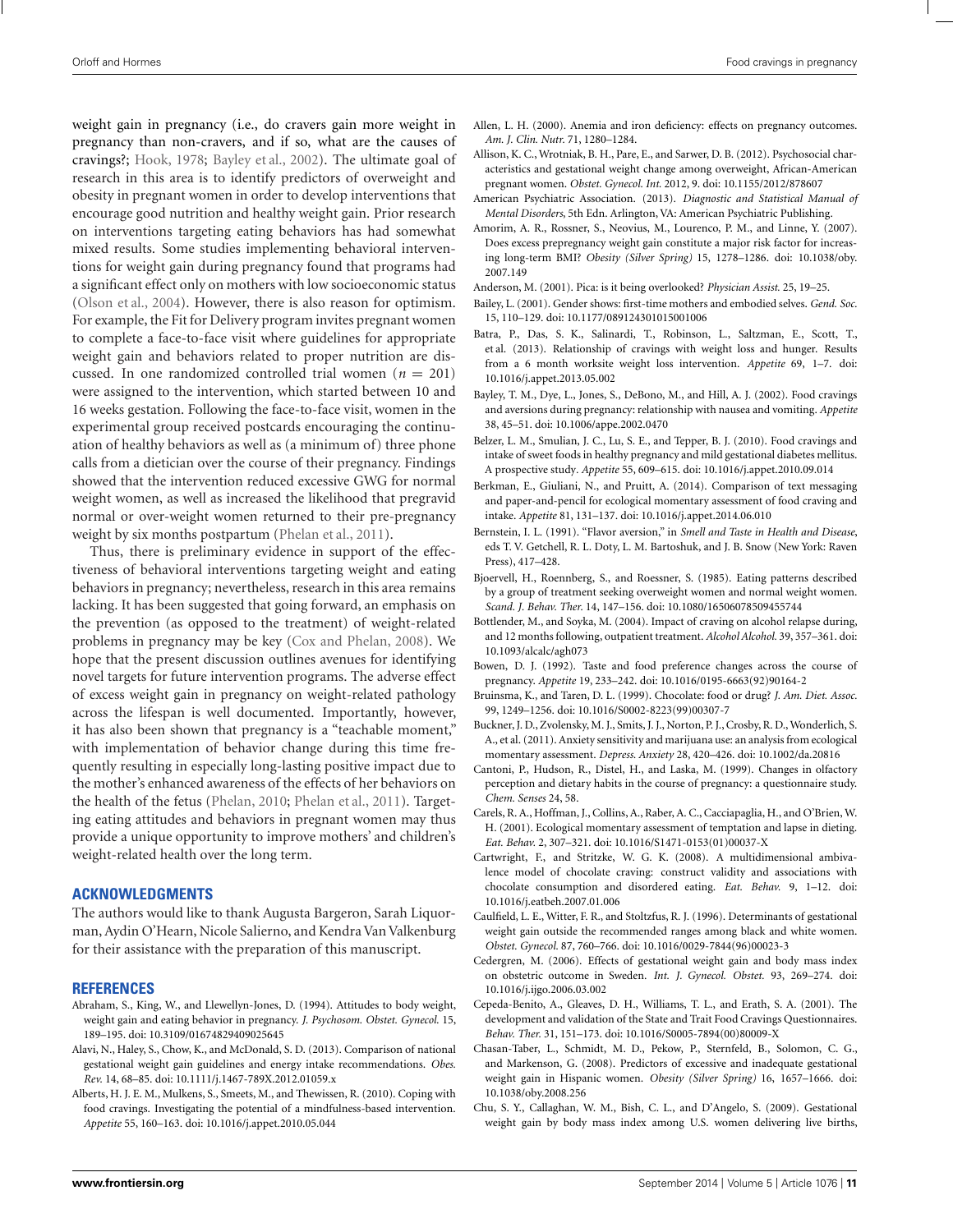weight gain in pregnancy (i.e., do cravers gain more weight in pregnancy than non-cravers, and if so, what are the causes of cravings?; Hook, 1978; Bayley et al., 2002). The ultimate goal of research in this area is to identify predictors of overweight and obesity in pregnant women in order to develop interventions that encourage good nutrition and healthy weight gain. Prior research on interventions targeting eating behaviors has had somewhat mixed results. Some studies implementing behavioral interventions for weight gain during pregnancy found that programs had a significant effect only on mothers with low socioeconomic status (Olson et al., 2004). However, there is also reason for optimism. For example, the Fit for Delivery program invites pregnant women to complete a face-to-face visit where guidelines for appropriate weight gain and behaviors related to proper nutrition are discussed. In one randomized controlled trial women ($n = 201$) were assigned to the intervention, which started between 10 and 16 weeks gestation. Following the face-to-face visit, women in the experimental group received postcards encouraging the continuation of healthy behaviors as well as (a minimum of) three phone calls from a dietician over the course of their pregnancy. Findings showed that the intervention reduced excessive GWG for normal weight women, as well as increased the likelihood that pregravid normal or over-weight women returned to their pre-pregnancy weight by six months postpartum (Phelan et al., 2011).

Thus, there is preliminary evidence in support of the effectiveness of behavioral interventions targeting weight and eating behaviors in pregnancy; nevertheless, research in this area remains lacking. It has been suggested that going forward, an emphasis on the prevention (as opposed to the treatment) of weight-related problems in pregnancy may be key (Cox and Phelan, 2008). We hope that the present discussion outlines avenues for identifying novel targets for future intervention programs. The adverse effect of excess weight gain in pregnancy on weight-related pathology across the lifespan is well documented. Importantly, however, it has also been shown that pregnancy is a "teachable moment," with implementation of behavior change during this time frequently resulting in especially long-lasting positive impact due to the mother's enhanced awareness of the effects of her behaviors on the health of the fetus (Phelan, 2010; Phelan et al., 2011). Targeting eating attitudes and behaviors in pregnant women may thus provide a unique opportunity to improve mothers' and children's weight-related health over the long term.

## ACKNOWLEDGMENTS

The authors would like to thank Augusta Bargeron, Sarah Liquorman, Aydin O'Hearn, Nicole Salierno, and Kendra Van Valkenburg for their assistance with the preparation of this manuscript.

## REFERENCES

Abraham, S., King, W., and Llewellyn-Jones, D. (1994). Attitudes to body weight, weight gain and eating behavior in pregnancy. *J. Psychosom. Obstet. Gynecol.* 15, 189–195. doi: 10.3109/01674829409025645

Alavi, N., Haley, S., Chow, K., and McDonald, S. D. (2013). Comparison of national gestational weight gain guidelines and energy intake recommendations. *Obes. Rev.* 14, 68–85. doi: 10.1111/j.1467-789X.2012.01059.x

Alberts, H. J. E. M., Mulkens, S., Smeets, M., and Thewissen, R. (2010). Coping with food cravings. Investigating the potential of a mindfulness-based intervention. *Appetite* 55, 160–163. doi: 10.1016/j.appet.2010.05.044

Allen, L. H. (2000). Anemia and iron deficiency: effects on pregnancy outcomes. *Am. J. Clin. Nutr.* 71, 1280–1284.

Allison, K. C., Wrotniak, B. H., Pare, E., and Sarwer, D. B. (2012). Psychosocial characteristics and gestational weight change among overweight, African-American pregnant women. *Obstet. Gynecol. Int.* 2012, 9. doi: 10.1155/2012/878607

American Psychiatric Association. (2013). *Diagnostic and Statistical Manual of Mental Disorders*, 5th Edn. Arlington, VA: American Psychiatric Publishing.

Amorim, A. R., Rossner, S., Neovius, M., Lourenco, P. M., and Linne, Y. (2007). Does excess prepregnancy weight gain constitute a major risk factor for increasing long-term BMI? *Obesity (Silver Spring)* 15, 1278–1286. doi: 10.1038/oby.2007.149

Anderson, M. (2001). Pica: is it being overlooked? *Physician Assist.* 25, 19–25.

Bailey, L. (2001). Gender shows: first-time mothers and embodied selves. *Gend. Soc.* 15, 110–129. doi: 10.1177/089124301015001006

Batra, P., Das, S. K., Salinardi, T., Robinson, L., Saltzman, E., Scott, T., et al. (2013). Relationship of cravings with weight loss and hunger. Results from a 6 month worksite weight loss intervention. *Appetite* 69, 1–7. doi: 10.1016/j.appet.2013.05.002

Bayley, T. M., Dye, L., Jones, S., DeBono, M., and Hill, A. J. (2002). Food cravings and aversions during pregnancy: relationship with nausea and vomiting. *Appetite* 38, 45–51. doi: 10.1006/appe.2002.0470

Belzer, L. M., Smulian, J. C., Lu, S. E., and Tepper, B. J. (2010). Food cravings and intake of sweet foods in healthy pregnancy and mild gestational diabetes mellitus. A prospective study. *Appetite* 55, 609–615. doi: 10.1016/j.appet.2010.09.014

Berkman, E., Giuliani, N., and Pruitt, A. (2014). Comparison of text messaging and paper-and-pencil for ecological momentary assessment of food craving and intake. *Appetite* 81, 131–137. doi: 10.1016/j.appet.2014.06.010

Bernstein, I. L. (1991). "Flavor aversion," in *Smell and Taste in Health and Disease*, eds T. V. Getchell, R. L. Doty, L. M. Bartoshuk, and J. B. Snow (New York: Raven Press), 417–428.

Bjoervell, H., Roennberg, S., and Roessner, S. (1985). Eating patterns described by a group of treatment seeking overweight women and normal weight women. *Scand. J. Behav. Ther.* 14, 147–156. doi: 10.1080/16506078509455744

Bottlender, M., and Soyka, M. (2004). Impact of craving on alcohol relapse during, and 12 months following, outpatient treatment. *Alcohol Alcohol.* 39, 357–361. doi: 10.1093/alcalc/agh073

Bowen, D. J. (1992). Taste and food preference changes across the course of pregnancy. *Appetite* 19, 233–242. doi: 10.1016/0195-6663(92)90164-2

Bruinsma, K., and Taren, D. L. (1999). Chocolate: food or drug? *J. Am. Diet. Assoc.* 99, 1249–1256. doi: 10.1016/S0002-8223(99)00307-7

Buckner, J. D., Zvolensky, M. J., Smits, J. J., Norton, P. J., Crosby, R. D., Wonderlich, S. A., et al. (2011). Anxiety sensitivity and marijuana use: an analysis from ecological momentary assessment. *Depress. Anxiety* 28, 420–426. doi: 10.1002/da.20816

Cantoni, P., Hudson, R., Distel, H., and Laska, M. (1999). Changes in olfactory perception and dietary habits in the course of pregnancy: a questionnaire study. *Chem. Senses* 24, 58.

Carels, R. A., Hoffman, J., Collins, A., Raber, A. C., Cacciapaglia, H., and O'Brien, W. H. (2001). Ecological momentary assessment of temptation and lapse in dieting. *Eat. Behav.* 2, 307–321. doi: 10.1016/S1471-0153(01)00037-X

Cartwright, F., and Stritzke, W. G. K. (2008). A multidimensional ambivalence model of chocolate craving: construct validity and associations with chocolate consumption and disordered eating. *Eat. Behav.* 9, 1–12. doi: 10.1016/j.eatbeh.2007.01.006

Caulfield, L. E., Witter, F. R., and Stoltzfus, R. J. (1996). Determinants of gestational weight gain outside the recommended ranges among black and white women. *Obstet. Gynecol.* 87, 760–766. doi: 10.1016/0029-7844(96)00023-3

Cedergren, M. (2006). Effects of gestational weight gain and body mass index on obstetric outcome in Sweden. *Int. J. Gynecol. Obstet.* 93, 269–274. doi: 10.1016/j.ijgo.2006.03.002

Cepeda-Benito, A., Gleaves, D. H., Williams, T. L., and Erath, S. A. (2001). The development and validation of the State and Trait Food Cravings Questionnaires. *Behav. Ther.* 31, 151–173. doi: 10.1016/S0005-7894(00)80009-X

Chasan-Taber, L., Schmidt, M. D., Pekow, P., Sternfeld, B., Solomon, C. G., and Markenson, G. (2008). Predictors of excessive and inadequate gestational weight gain in Hispanic women. *Obesity (Silver Spring)* 16, 1657–1666. doi: 10.1038/oby.2008.256

Chu, S. Y., Callaghan, W. M., Bish, C. L., and D'Angelo, S. (2009). Gestational weight gain by body mass index among U.S. women delivering live births,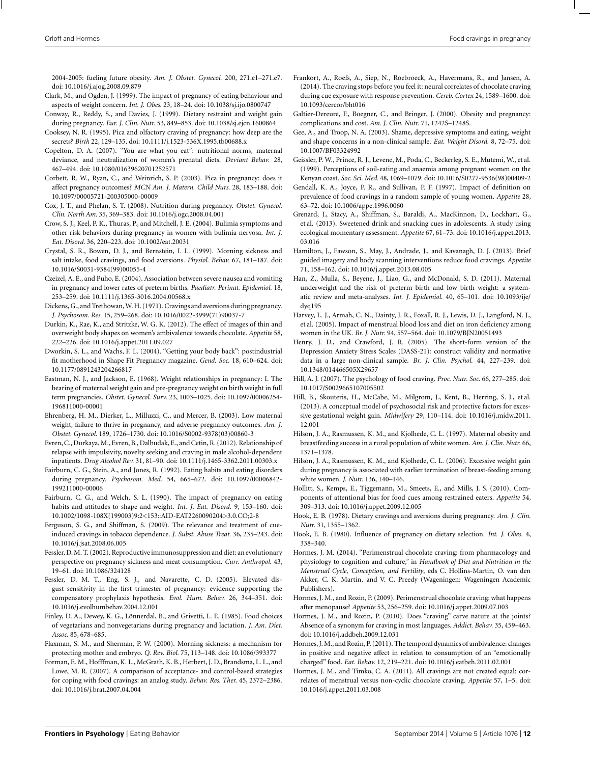2004-2005: fueling future obesity. *Am. J. Obstet. Gynecol.* 200, 271.e1–271.e7. doi: 10.1016/j.ajog.2008.09.879

Clark, M., and Ogden, J. (1999). The impact of pregnancy of eating behaviour and aspects of weight concern. *Int. J. Obes.* 23, 18–24. doi: 10.1038/sj.ijo.0800747

Conway, R., Reddy, S., and Davies, J. (1999). Dietary restraint and weight gain during pregnancy. *Eur. J. Clin. Nutr.* 53, 849–853. doi: 10.1038/sj.ejcn.1600864

Cooksey, N. R. (1995). Pica and olfactory craving of pregnancy: how deep are the secrets? *Birth* 22, 129–135. doi: 10.1111/j.1523-536X.1995.tb00688.x

Copelton, D. A. (2007). "You are what you eat": nutritional norms, maternal deviance, and neutralization of women's prenatal diets. *Deviant Behav.* 28, 467–494. doi: 10.1080/01639620701252571

Corbett, R. W., Ryan, C., and Weinrich, S. P. (2003). Pica in pregnancy: does it affect pregnancy outcomes? *MCN Am. J. Matern. Child Nurs.* 28, 183–188. doi: 10.1097/00005721-200305000-00009

Cox, J. T., and Phelan, S. T. (2008). Nutrition during pregnancy. *Obstet. Gynecol. Clin. North Am.* 35, 369–383. doi: 10.1016/j.ogc.2008.04.001

Crow, S. J., Keel, P. K., Thuras, P., and Mitchell, J. E. (2004). Bulimia symptoms and other risk behaviors during pregnancy in women with bulimia nervosa. *Int. J. Eat. Disord.* 36, 220–223. doi: 10.1002/eat.20031

Crystal, S. R., Bowen, D. J., and Bernstein, I. L. (1999). Morning sickness and salt intake, food cravings, and food aversions. *Physiol. Behav.* 67, 181–187. doi: 10.1016/S0031-9384(99)00055-4

Czeizel, A. E., and Puho, E. (2004). Association between severe nausea and vomiting in pregnancy and lower rates of preterm births. *Paediatr. Perinat. Epidemiol.* 18, 253–259. doi: 10.1111/j.1365-3016.2004.00568.x

Dickens, G., and Trethowan, W. H. (1971). Cravings and aversions during pregnancy. *J. Psychosom. Res.* 15, 259–268. doi: 10.1016/0022-3999(71)90037-7

Durkin, K., Rae, K., and Stritzke, W. G. K. (2012). The effect of images of thin and overweight body shapes on women's ambivalence towards chocolate. *Appetite* 58, 222–226. doi: 10.1016/j.appet.2011.09.027

Dworkin, S. L., and Wachs, F. L. (2004). "Getting your body back": postindustrial fit motherhood in Shape Fit Pregnancy magazine. *Gend. Soc.* 18, 610–624. doi: 10.1177/0891243204266817

Eastman, N. J., and Jackson, E. (1968). Weight relationships in pregnancy: I. The bearing of maternal weight gain and pre-pregnancy weight on birth weight in full term pregnancies. *Obstet. Gynecol. Surv.* 23, 1003–1025. doi: 10.1097/00006254-196811000-00001

Ehrenberg, H. M., Dierker, L., Milluzzi, C., and Mercer, B. (2003). Low maternal weight, failure to thrive in pregnancy, and adverse pregnancy outcomes. *Am. J. Obstet. Gynecol.* 189, 1726–1730. doi: 10.1016/S0002-9378(03)00860-3

Evren, C., Durkaya, M., Evren, B., Dalbudak, E., and Cetin, R. (2012). Relationship of relapse with impulsivity, novelty seeking and craving in male alcohol-dependent inpatients. *Drug Alcohol Rev.* 31, 81–90. doi: 10.1111/j.1465-3362.2011.00303.x

Fairburn, C. G., Stein, A., and Jones, R. (1992). Eating habits and eating disorders during pregnancy. *Psychosom. Med.* 54, 665–672. doi: 10.1097/00006842-199211000-00006

Fairburn, C. G., and Welch, S. L. (1990). The impact of pregnancy on eating habits and attitudes to shape and weight. *Int. J. Eat. Disord.* 9, 153–160. doi: 10.1002/1098-108X(199003)9:2<153::AID-EAT2260090204>3.0.CO;2-8

Ferguson, S. G., and Shiffman, S. (2009). The relevance and treatment of cue-induced cravings in tobacco dependence. *J. Subst. Abuse Treat.* 36, 235–243. doi: 10.1016/j.jsat.2008.06.005

Fessler, D. M. T. (2002). Reproductive immunosuppression and diet: an evolutionary perspective on pregnancy sickness and meat consumption. *Curr. Anthropol.* 43, 19–61. doi: 10.1086/324128

Fessler, D. M. T., Eng, S. J., and Navarette, C. D. (2005). Elevated disgust sensitivity in the first trimester of pregnancy: evidence supporting the compensatory prophylaxis hypothesis. *Evol. Hum. Behav.* 26, 344–351. doi: 10.1016/j.evolhumbehav.2004.12.001

Finley, D. A., Dewey, K. G., Lönnerdal, B., and Grivetti, L. E. (1985). Food choices of vegetarians and nonvegetarians during pregnancy and lactation. *J. Am. Diet. Assoc.* 85, 678–685.

Flaxman, S. M., and Sherman, P. W. (2000). Morning sickness: a mechanism for protecting mother and embryo. *Q. Rev. Biol.* 75, 113–148. doi: 10.1086/393377

Forman, E. M., Hofffman, K. L., McGrath, K. B., Herbert, J. D., Brandsma, L. L., and Lowe, M. R. (2007). A comparison of acceptance- and control-based strategies for coping with food cravings: an analog study. *Behav. Res. Ther.* 45, 2372–2386. doi: 10.1016/j.brat.2007.04.004

Frankort, A., Roefs, A., Siep, N., Roebroeck, A., Havermans, R., and Jansen, A. (2014). The craving stops before you feel it: neural correlates of chocolate craving during cue exposure with response prevention. *Cereb. Cortex* 24, 1589–1600. doi: 10.1093/cercor/bht016

Galtier-Dereure, F., Boegner, C., and Bringer, J. (2000). Obesity and pregnancy: complications and cost. *Am. J. Clin. Nutr.* 71, 1242S–1248S.

Gee, A., and Troop, N. A. (2003). Shame, depressive symptoms and eating, weight and shape concerns in a non-clinical sample. *Eat. Weight Disord.* 8, 72–75. doi: 10.1007/BF03324992

Geissler, P. W., Prince, R. J., Levene, M., Poda, C., Beckerleg, S. E., Mutemi, W., et al. (1999). Perceptions of soil-eating and anaemia among pregnant women on the Kenyan coast. *Soc. Sci. Med.* 48, 1069–1079. doi: 10.1016/S0277-9536(98)00409-2

Gendall, K. A., Joyce, P. R., and Sullivan, P. F. (1997). Impact of definition on prevalence of food cravings in a random sample of young women. *Appetite* 28, 63–72. doi: 10.1006/appe.1996.0060

Grenard, J., Stacy, A., Shiffman, S., Baraldi, A., MacKinnon, D., Lockhart, G., et al. (2013). Sweetened drink and snacking cues in adolescents. A study using ecological momentary assessment. *Appetite* 67, 61–73. doi: 10.1016/j.appet.2013.03.016

Hamilton, J., Fawson, S., May, J., Andrade, J., and Kavanagh, D. J. (2013). Brief guided imagery and body scanning interventions reduce food cravings. *Appetite* 71, 158–162. doi: 10.1016/j.appet.2013.08.005

Han, Z., Mulla, S., Beyene, J., Liao, G., and McDonald, S. D. (2011). Maternal underweight and the risk of preterm birth and low birth weight: a systematic review and meta-analyses. *Int. J. Epidemiol.* 40, 65–101. doi: 10.1093/ije/dyq195

Harvey, L. J., Armah, C. N., Dainty, J. R., Foxall, R. J., Lewis, D. J., Langford, N. J., et al. (2005). Impact of menstrual blood loss and diet on iron deficiency among women in the UK. *Br. J. Nutr.* 94, 557–564. doi: 10.1079/BJN20051493

Henry, J. D., and Crawford, J. R. (2005). The short-form version of the Depression Anxiety Stress Scales (DASS-21): construct validity and normative data in a large non-clinical sample. *Br. J. Clin. Psychol.* 44, 227–239. doi: 10.1348/014466505X29657

Hill, A. J. (2007). The psychology of food craving. *Proc. Nutr. Soc.* 66, 277–285. doi: 10.1017/S0029665107005502

Hill, B., Skouteris, H., McCabe, M., Milgrom, J., Kent, B., Herring, S. J., et al. (2013). A conceptual model of psychosocial risk and protective factors for excessive gestational weight gain. *Midwifery* 29, 110–114. doi: 10.1016/j.midw.2011.12.001

Hilson, J. A., Rasmussen, K. M., and Kjolhede, C. L. (1997). Maternal obesity and breastfeeding success in a rural population of white women. *Am. J. Clin. Nutr.* 66, 1371–1378.

Hilson, J. A., Rasmussen, K. M., and Kjolhede, C. L. (2006). Excessive weight gain during pregnancy is associated with earlier termination of breast-feeding among white women. *J. Nutr.* 136, 140–146.

Hollitt, S., Kemps, E., Tiggemann, M., Smeets, E., and Mills, J. S. (2010). Components of attentional bias for food cues among restrained eaters. *Appetite* 54, 309–313. doi: 10.1016/j.appet.2009.12.005

Hook, E. B. (1978). Dietary cravings and aversions during pregnancy. *Am. J. Clin. Nutr.* 31, 1355–1362.

Hook, E. B. (1980). Influence of pregnancy on dietary selection. *Int. J. Obes.* 4, 338–340.

Hormes, J. M. (2014). "Perimenstrual chocolate craving: from pharmacology and physiology to cognition and culture," in *Handbook of Diet and Nutrition in the Menstrual Cycle, Conception, and Fertility*, eds C. Hollins-Martin, O. van den Akker, C. K. Martin, and V. C. Preedy (Wageningen: Wageningen Academic Publishers).

Hormes, J. M., and Rozin, P. (2009). Perimenstrual chocolate craving: what happens after menopause? *Appetite* 53, 256–259. doi: 10.1016/j.appet.2009.07.003

Hormes, J. M., and Rozin, P. (2010). Does "craving" carve nature at the joints? Absence of a synonym for craving in most languages. *Addict. Behav.* 35, 459–463. doi: 10.1016/j.addbeh.2009.12.031

Hormes, J. M., and Rozin, P. (2011). The temporal dynamics of ambivalence: changes in positive and negative affect in relation to consumption of an "emotionally charged" food. *Eat. Behav.* 12, 219–221. doi: 10.1016/j.eatbeh.2011.02.001

Hormes, J. M., and Timko, C. A. (2011). All cravings are not created equal: correlates of menstrual versus non-cyclic chocolate craving. *Appetite* 57, 1–5. doi: 10.1016/j.appet.2011.03.008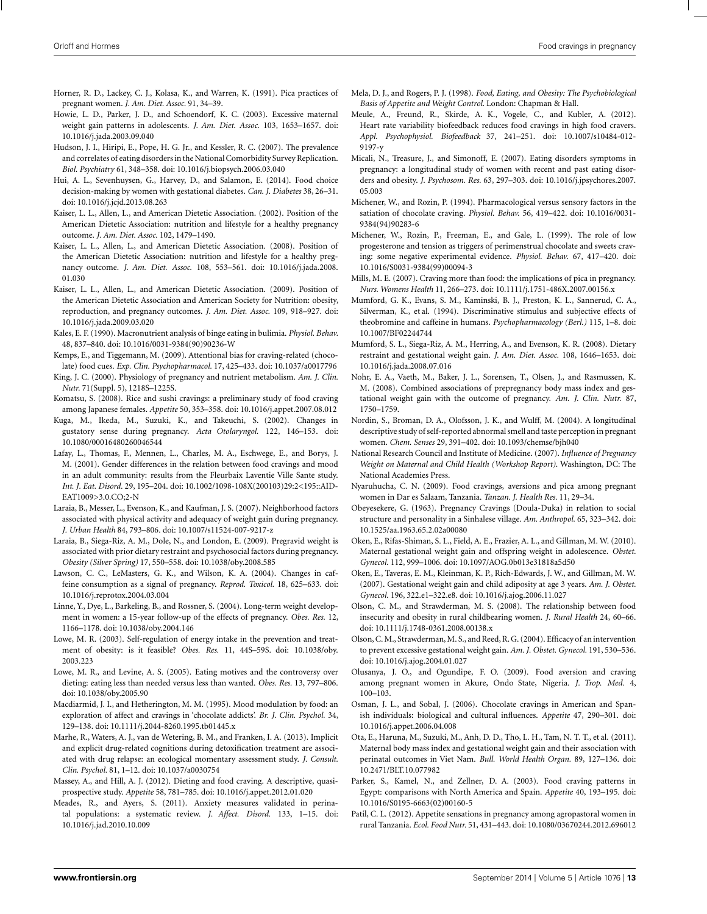Horner, R. D., Lackey, C. J., Kolasa, K., and Warren, K. (1991). Pica practices of pregnant women. *J. Am. Diet. Assoc.* 91, 34–39.

Howie, L. D., Parker, J. D., and Schoendorf, K. C. (2003). Excessive maternal weight gain patterns in adolescents. *J. Am. Diet. Assoc.* 103, 1653–1657. doi: 10.1016/j.jada.2003.09.040

Hudson, J. I., Hiripi, E., Pope, H. G. Jr., and Kessler, R. C. (2007). The prevalence and correlates of eating disorders in the National Comorbidity Survey Replication. *Biol. Psychiatry* 61, 348–358. doi: 10.1016/j.biopsych.2006.03.040

Hui, A. L., Sevenhuysen, G., Harvey, D., and Salamon, E. (2014). Food choice decision-making by women with gestational diabetes. *Can. J. Diabetes* 38, 26–31. doi: 10.1016/j.jcjd.2013.08.263

Kaiser, L. L., Allen, L., and American Dietetic Association. (2002). Position of the American Dietetic Association: nutrition and lifestyle for a healthy pregnancy outcome. *J. Am. Diet. Assoc.* 102, 1479–1490.

Kaiser, L. L., Allen, L., and American Dietetic Association. (2008). Position of the American Dietetic Association: nutrition and lifestyle for a healthy pregnancy outcome. *J. Am. Diet. Assoc.* 108, 553–561. doi: 10.1016/j.jada.2008.01.030

Kaiser, L. L., Allen, L., and American Dietetic Association. (2009). Position of the American Dietetic Association and American Society for Nutrition: obesity, reproduction, and pregnancy outcomes. *J. Am. Diet. Assoc.* 109, 918–927. doi: 10.1016/j.jada.2009.03.020

Kales, E. F. (1990). Macronutrient analysis of binge eating in bulimia. *Physiol. Behav.* 48, 837–840. doi: 10.1016/0031-9384(90)90236-W

Kemps, E., and Tiggemann, M. (2009). Attentional bias for craving-related (chocolate) food cues. *Exp. Clin. Psychopharmacol.* 17, 425–433. doi: 10.1037/a0017796

King, J. C. (2000). Physiology of pregnancy and nutrient metabolism. *Am. J. Clin. Nutr.* 71(Suppl. 5), 1218S–1225S.

Komatsu, S. (2008). Rice and sushi cravings: a preliminary study of food craving among Japanese females. *Appetite* 50, 353–358. doi: 10.1016/j.appet.2007.08.012

Kuga, M., Ikeda, M., Suzuki, K., and Takeuchi, S. (2002). Changes in gustatory sense during pregnancy. *Acta Otolaryngol.* 122, 146–153. doi: 10.1080/00016480260046544

Lafay, L., Thomas, F., Mennen, L., Charles, M. A., Eschwege, E., and Borys, J. M. (2001). Gender differences in the relation between food cravings and mood in an adult community: results from the Fleurbaix Laventie Ville Sante study. *Int. J. Eat. Disord.* 29, 195–204. doi: 10.1002/1098-108X(200103)29:2<195::AID-EAT1009>3.0.CO;2-N

Laraia, B., Messer, L., Evenson, K., and Kaufman, J. S. (2007). Neighborhood factors associated with physical activity and adequacy of weight gain during pregnancy. *J. Urban Health* 84, 793–806. doi: 10.1007/s11524-007-9217-z

Laraia, B., Siega-Riz, A. M., Dole, N., and London, E. (2009). Pregravid weight is associated with prior dietary restraint and psychosocial factors during pregnancy. *Obesity (Silver Spring)* 17, 550–558. doi: 10.1038/oby.2008.585

Lawson, C. C., LeMasters, G. K., and Wilson, K. A. (2004). Changes in caffeine consumption as a signal of pregnancy. *Reprod. Toxicol.* 18, 625–633. doi: 10.1016/j.reprotox.2004.03.004

Linne, Y., Dye, L., Barkeling, B., and Rossner, S. (2004). Long-term weight development in women: a 15-year follow-up of the effects of pregnancy. *Obes. Res.* 12, 1166–1178. doi: 10.1038/oby.2004.146

Lowe, M. R. (2003). Self-regulation of energy intake in the prevention and treatment of obesity: is it feasible? *Obes. Res.* 11, 44S–59S. doi: 10.1038/oby.2003.223

Lowe, M. R., and Levine, A. S. (2005). Eating motives and the controversy over dieting: eating less than needed versus less than wanted. *Obes. Res.* 13, 797–806. doi: 10.1038/oby.2005.90

Macdiarmid, J. I., and Hetherington, M. M. (1995). Mood modulation by food: an exploration of affect and cravings in 'chocolate addicts'. *Br. J. Clin. Psychol.* 34, 129–138. doi: 10.1111/j.2044-8260.1995.tb01445.x

Marhe, R., Waters, A. J., van de Wetering, B. M., and Franken, I. A. (2013). Implicit and explicit drug-related cognitions during detoxification treatment are associated with drug relapse: an ecological momentary assessment study. *J. Consult. Clin. Psychol.* 81, 1–12. doi: 10.1037/a0030754

Massey, A., and Hill, A. J. (2012). Dieting and food craving. A descriptive, quasi-prospective study. *Appetite* 58, 781–785. doi: 10.1016/j.appet.2012.01.020

Meades, R., and Ayers, S. (2011). Anxiety measures validated in perinatal populations: a systematic review. *J. Affect. Disord.* 133, 1–15. doi: 10.1016/j.jad.2010.10.009

Mela, D. J., and Rogers, P. J. (1998). *Food, Eating, and Obesity: The Psychobiological Basis of Appetite and Weight Control.* London: Chapman & Hall.

Meule, A., Freund, R., Skirde, A. K., Vogele, C., and Kubler, A. (2012). Heart rate variability biofeedback reduces food cravings in high food cravers. *Appl. Psychophysiol. Biofeedback* 37, 241–251. doi: 10.1007/s10484-012-9197-y

Micali, N., Treasure, J., and Simonoff, E. (2007). Eating disorders symptoms in pregnancy: a longitudinal study of women with recent and past eating disorders and obesity. *J. Psychosom. Res.* 63, 297–303. doi: 10.1016/j.jpsychores.2007.05.003

Michener, W., and Rozin, P. (1994). Pharmacological versus sensory factors in the satiation of chocolate craving. *Physiol. Behav.* 56, 419–422. doi: 10.1016/0031-9384(94)90283-6

Michener, W., Rozin, P., Freeman, E., and Gale, L. (1999). The role of low progesterone and tension as triggers of perimenstrual chocolate and sweets craving: some negative experimental evidence. *Physiol. Behav.* 67, 417–420. doi: 10.1016/S0031-9384(99)00094-3

Mills, M. E. (2007). Craving more than food: the implications of pica in pregnancy. *Nurs. Womens Health* 11, 266–273. doi: 10.1111/j.1751-486X.2007.00156.x

Mumford, G. K., Evans, S. M., Kaminski, B. J., Preston, K. L., Sannerud, C. A., Silverman, K., et al. (1994). Discriminative stimulus and subjective effects of theobromine and caffeine in humans. *Psychopharmacology (Berl.)* 115, 1–8. doi: 10.1007/BF02244744

Mumford, S. L., Siega-Riz, A. M., Herring, A., and Evenson, K. R. (2008). Dietary restraint and gestational weight gain. *J. Am. Diet. Assoc.* 108, 1646–1653. doi: 10.1016/j.jada.2008.07.016

Nohr, E. A., Vaeth, M., Baker, J. L., Sorensen, T., Olsen, J., and Rasmussen, K. M. (2008). Combined associations of prepregnancy body mass index and gestational weight gain with the outcome of pregnancy. *Am. J. Clin. Nutr.* 87, 1750–1759.

Nordin, S., Broman, D. A., Olofsson, J. K., and Wulff, M. (2004). A longitudinal descriptive study of self-reported abnormal smell and taste perception in pregnant women. *Chem. Senses* 29, 391–402. doi: 10.1093/chemse/bjh040

National Research Council and Institute of Medicine. (2007). *Influence of Pregnancy Weight on Maternal and Child Health (Workshop Report).* Washington, DC: The National Academies Press.

Nyaruhucha, C. N. (2009). Food cravings, aversions and pica among pregnant women in Dar es Salaam, Tanzania. *Tanzan. J. Health Res.* 11, 29–34.

Obeyesekere, G. (1963). Pregnancy Cravings (Doula-Duka) in relation to social structure and personality in a Sinhalese village. *Am. Anthropol.* 65, 323–342. doi: 10.1525/aa.1963.65.2.02a00080

Oken, E., Rifas-Shiman, S. L., Field, A. E., Frazier, A. L., and Gillman, M. W. (2010). Maternal gestational weight gain and offspring weight in adolescence. *Obstet. Gynecol.* 112, 999–1006. doi: 10.1097/AOG.0b013e31818a5d50

Oken, E., Taveras, E. M., Kleinman, K. P., Rich-Edwards, J. W., and Gillman, M. W. (2007). Gestational weight gain and child adiposity at age 3 years. *Am. J. Obstet. Gynecol.* 196, 322.e1–322.e8. doi: 10.1016/j.ajog.2006.11.027

Olson, C. M., and Strawderman, M. S. (2008). The relationship between food insecurity and obesity in rural childbearing women. *J. Rural Health* 24, 60–66. doi: 10.1111/j.1748-0361.2008.00138.x

Olson, C. M., Strawderman, M. S., and Reed, R. G. (2004). Efficacy of an intervention to prevent excessive gestational weight gain. *Am. J. Obstet. Gynecol.* 191, 530–536. doi: 10.1016/j.ajog.2004.01.027

Olusanya, J. O., and Ogundipe, F. O. (2009). Food aversion and craving among pregnant women in Akure, Ondo State, Nigeria. *J. Trop. Med.* 4, 100–103.

Osman, J. L., and Sobal, J. (2006). Chocolate cravings in American and Spanish individuals: biological and cultural influences. *Appetite* 47, 290–301. doi: 10.1016/j.appet.2006.04.008

Ota, E., Haruna, M., Suzuki, M., Anh, D. D., Tho, L. H., Tam, N. T. T., et al. (2011). Maternal body mass index and gestational weight gain and their association with perinatal outcomes in Viet Nam. *Bull. World Health Organ.* 89, 127–136. doi: 10.2471/BLT.10.077982

Parker, S., Kamel, N., and Zellner, D. (2003). Food craving patterns in Egypt: comparisons with North America and Spain. *Appetite* 40, 193–195. doi: 10.1016/S0195-6663(02)00160-5

Patil, C. L. (2012). Appetite sensations in pregnancy among agropastoral women in rural Tanzania. *Ecol. Food Nutr.* 51, 431–443. doi: 10.1080/03670244.2012.696012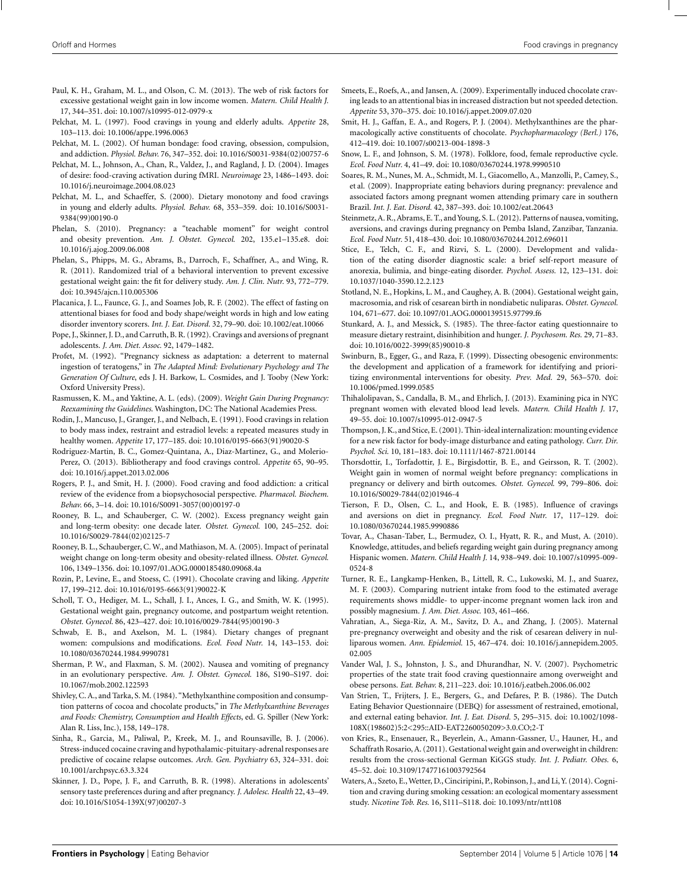Paul, K. H., Graham, M. L., and Olson, C. M. (2013). The web of risk factors for excessive gestational weight gain in low income women. *Matern. Child Health J.* 17, 344–351. doi: 10.1007/s10995-012-0979-x

Pelchat, M. L. (1997). Food cravings in young and elderly adults. *Appetite* 28, 103–113. doi: 10.1006/appe.1996.0063

Pelchat, M. L. (2002). Of human bondage: food craving, obsession, compulsion, and addiction. *Physiol. Behav.* 76, 347–352. doi: 10.1016/S0031-9384(02)00757-6

Pelchat, M. L., Johnson, A., Chan, R., Valdez, J., and Ragland, J. D. (2004). Images of desire: food-craving activation during fMRI. *Neuroimage* 23, 1486–1493. doi: 10.1016/j.neuroimage.2004.08.023

Pelchat, M. L., and Schaeffer, S. (2000). Dietary monotony and food cravings in young and elderly adults. *Physiol. Behav.* 68, 353–359. doi: 10.1016/S0031-9384(99)00190-0

Phelan, S. (2010). Pregnancy: a "teachable moment" for weight control and obesity prevention. *Am. J. Obstet. Gynecol.* 202, 135.e1–135.e8. doi: 10.1016/j.ajog.2009.06.008

Phelan, S., Phipps, M. G., Abrams, B., Darroch, F., Schaffner, A., and Wing, R. R. (2011). Randomized trial of a behavioral intervention to prevent excessive gestational weight gain: the fit for delivery study. *Am. J. Clin. Nutr.* 93, 772–779. doi: 10.3945/ajcn.110.005306

Placanica, J. L., Faunce, G. J., and Soames Job, R. F. (2002). The effect of fasting on attentional biases for food and body shape/weight words in high and low eating disorder inventory scorers. *Int. J. Eat. Disord.* 32, 79–90. doi: 10.1002/eat.10066

Pope, J., Skinner, J. D., and Carruth, B. R. (1992). Cravings and aversions of pregnant adolescents. *J. Am. Diet. Assoc.* 92, 1479–1482.

Profet, M. (1992). "Pregnancy sickness as adaptation: a deterrent to maternal ingestion of teratogens," in *The Adapted Mind: Evolutionary Psychology and The Generation Of Culture*, eds J. H. Barkow, L. Cosmides, and J. Tooby (New York: Oxford University Press).

Rasmussen, K. M., and Yaktine, A. L. (eds). (2009). *Weight Gain During Pregnancy: Reexamining the Guidelines*. Washington, DC: The National Academies Press.

Rodin, J., Mancuso, J., Granger, J., and Nelbach, E. (1991). Food cravings in relation to body mass index, restraint and estradiol levels: a repeated measures study in healthy women. *Appetite* 17, 177–185. doi: 10.1016/0195-6663(91)90020-S

Rodriguez-Martin, B. C., Gomez-Quintana, A., Diaz-Martinez, G., and Molerio-Perez, O. (2013). Bibliotherapy and food cravings control. *Appetite* 65, 90–95. doi: 10.1016/j.appet.2013.02.006

Rogers, P. J., and Smit, H. J. (2000). Food craving and food addiction: a critical review of the evidence from a biopsychosocial perspective. *Pharmacol. Biochem. Behav.* 66, 3–14. doi: 10.1016/S0091-3057(00)00197-0

Rooney, B. L., and Schauberger, C. W. (2002). Excess pregnancy weight gain and long-term obesity: one decade later. *Obstet. Gynecol.* 100, 245–252. doi: 10.1016/S0029-7844(02)02125-7

Rooney, B. L., Schauberger, C. W., and Mathiason, M. A. (2005). Impact of perinatal weight change on long-term obesity and obesity-related illness. *Obstet. Gynecol.* 106, 1349–1356. doi: 10.1097/01.AOG.0000185480.09068.4a

Rozin, P., Levine, E., and Stoess, C. (1991). Chocolate craving and liking. *Appetite* 17, 199–212. doi: 10.1016/0195-6663(91)90022-K

Scholl, T. O., Hediger, M. L., Schall, J. I., Ances, I. G., and Smith, W. K. (1995). Gestational weight gain, pregnancy outcome, and postpartum weight retention. *Obstet. Gynecol.* 86, 423–427. doi: 10.1016/0029-7844(95)00190-3

Schwab, E. B., and Axelson, M. L. (1984). Dietary changes of pregnant women: compulsions and modifications. *Ecol. Food Nutr.* 14, 143–153. doi: 10.1080/03670244.1984.9990781

Sherman, P. W., and Flaxman, S. M. (2002). Nausea and vomiting of pregnancy in an evolutionary perspective. *Am. J. Obstet. Gynecol.* 186, S190–S197. doi: 10.1067/mob.2002.122593

Shivley, C. A., and Tarka, S. M. (1984). "Methylxanthine composition and consumption patterns of cocoa and chocolate products," in *The Methylxanthine Beverages and Foods: Chemistry, Consumption and Health Effects*, ed. G. Spiller (New York: Alan R. Liss, Inc.), 158, 149–178.

Sinha, R., Garcia, M., Paliwal, P., Kreek, M. J., and Rounsaville, B. J. (2006). Stress-induced cocaine craving and hypothalamic-pituitary-adrenal responses are predictive of cocaine relapse outcomes. *Arch. Gen. Psychiatry* 63, 324–331. doi: 10.1001/archpsyc.63.3.324

Skinner, J. D., Pope, J. F., and Carruth, B. R. (1998). Alterations in adolescents' sensory taste preferences during and after pregnancy. *J. Adolesc. Health* 22, 43–49. doi: 10.1016/S1054-139X(97)00207-3

Smeets, E., Roefs, A., and Jansen, A. (2009). Experimentally induced chocolate craving leads to an attentional bias in increased distraction but not speeded detection. *Appetite* 53, 370–375. doi: 10.1016/j.appet.2009.07.020

Smit, H. J., Gaffan, E. A., and Rogers, P. J. (2004). Methylxanthines are the pharmacologically active constituents of chocolate. *Psychopharmacology (Berl.)* 176, 412–419. doi: 10.1007/s00213-004-1898-3

Snow, L. F., and Johnson, S. M. (1978). Folklore, food, female reproductive cycle. *Ecol. Food Nutr.* 4, 41–49. doi: 10.1080/03670244.1978.9990510

Soares, R. M., Nunes, M. A., Schmidt, M. I., Giacomello, A., Manzolli, P., Camey, S., et al. (2009). Inappropriate eating behaviors during pregnancy: prevalence and associated factors among pregnant women attending primary care in southern Brazil. *Int. J. Eat. Disord.* 42, 387–393. doi: 10.1002/eat.20643

Steinmetz, A. R., Abrams, E. T., and Young, S. L. (2012). Patterns of nausea, vomiting, aversions, and cravings during pregnancy on Pemba Island, Zanzibar, Tanzania. *Ecol. Food Nutr.* 51, 418–430. doi: 10.1080/03670244.2012.696011

Stice, E., Telch, C. F., and Rizvi, S. L. (2000). Development and validation of the eating disorder diagnostic scale: a brief self-report measure of anorexia, bulimia, and binge-eating disorder. *Psychol. Assess.* 12, 123–131. doi: 10.1037/1040-3590.12.2.123

Stotland, N. E., Hopkins, L. M., and Caughey, A. B. (2004). Gestational weight gain, macrosomia, and risk of cesarean birth in nondiabetic nulliparas. *Obstet. Gynecol.* 104, 671–677. doi: 10.1097/01.AOG.0000139515.97799.f6

Stunkard, A. J., and Messick, S. (1985). The three-factor eating questionnaire to measure dietary restraint, disinhibition and hunger. *J. Psychosom. Res.* 29, 71–83. doi: 10.1016/0022-3999(85)90010-8

Swinburn, B., Egger, G., and Raza, F. (1999). Dissecting obesogenic environments: the development and application of a framework for identifying and prioritizing environmental interventions for obesity. *Prev. Med.* 29, 563–570. doi: 10.1006/pmed.1999.0585

Thihalolipavan, S., Candalla, B. M., and Ehrlich, J. (2013). Examining pica in NYC pregnant women with elevated blood lead levels. *Matern. Child Health J.* 17, 49–55. doi: 10.1007/s10995-012-0947-5

Thompson, J. K., and Stice, E. (2001). Thin-ideal internalization: mounting evidence for a new risk factor for body-image disturbance and eating pathology. *Curr. Dir. Psychol. Sci.* 10, 181–183. doi: 10.1111/1467-8721.00144

Thorsdottir, I., Torfadottir, J. E., Birgisdottir, B. E., and Geirsson, R. T. (2002). Weight gain in women of normal weight before pregnancy: complications in pregnancy or delivery and birth outcomes. *Obstet. Gynecol.* 99, 799–806. doi: 10.1016/S0029-7844(02)01946-4

Tierson, F. D., Olsen, C. L., and Hook, E. B. (1985). Influence of cravings and aversions on diet in pregnancy. *Ecol. Food Nutr.* 17, 117–129. doi: 10.1080/03670244.1985.9990886

Tovar, A., Chasan-Taber, L., Bermudez, O. I., Hyatt, R. R., and Must, A. (2010). Knowledge, attitudes, and beliefs regarding weight gain during pregnancy among Hispanic women. *Matern. Child Health J.* 14, 938–949. doi: 10.1007/s10995-009-0524-8

Turner, R. E., Langkamp-Henken, B., Littell, R. C., Lukowski, M. J., and Suarez, M. F. (2003). Comparing nutrient intake from food to the estimated average requirements shows middle- to upper-income pregnant women lack iron and possibly magnesium. *J. Am. Diet. Assoc.* 103, 461–466.

Vahratian, A., Siega-Riz, A. M., Savitz, D. A., and Zhang, J. (2005). Maternal pre-pregnancy overweight and obesity and the risk of cesarean delivery in nulliparous women. *Ann. Epidemiol.* 15, 467–474. doi: 10.1016/j.annepidem.2005.02.005

Vander Wal, J. S., Johnston, J. S., and Dhurandhar, N. V. (2007). Psychometric properties of the state trait food craving questionnaire among overweight and obese persons. *Eat. Behav.* 8, 211–223. doi: 10.1016/j.eatbeh.2006.06.002

Van Strien, T., Frijters, J. E., Bergers, G., and Defares, P. B. (1986). The Dutch Eating Behavior Questionnaire (DEBQ) for assessment of restrained, emotional, and external eating behavior. *Int. J. Eat. Disord.* 5, 295–315. doi: 10.1002/1098-108X(198602)5:2<295::AID-EAT2260050209>3.0.CO;2-T

von Kries, R., Ensenauer, R., Beyerlein, A., Amann-Gassner, U., Hauner, H., and Schaffrath Rosario, A. (2011). Gestational weight gain and overweight in children: results from the cross-sectional German KiGGS study. *Int. J. Pediatr. Obes.* 6, 45–52. doi: 10.3109/17477161003792564

Waters, A., Szeto, E., Wetter, D., Cinciripini, P., Robinson, J., and Li, Y. (2014). Cognition and craving during smoking cessation: an ecological momentary assessment study. *Nicotine Tob. Res.* 16, S111–S118. doi: 10.1093/ntr/ntt108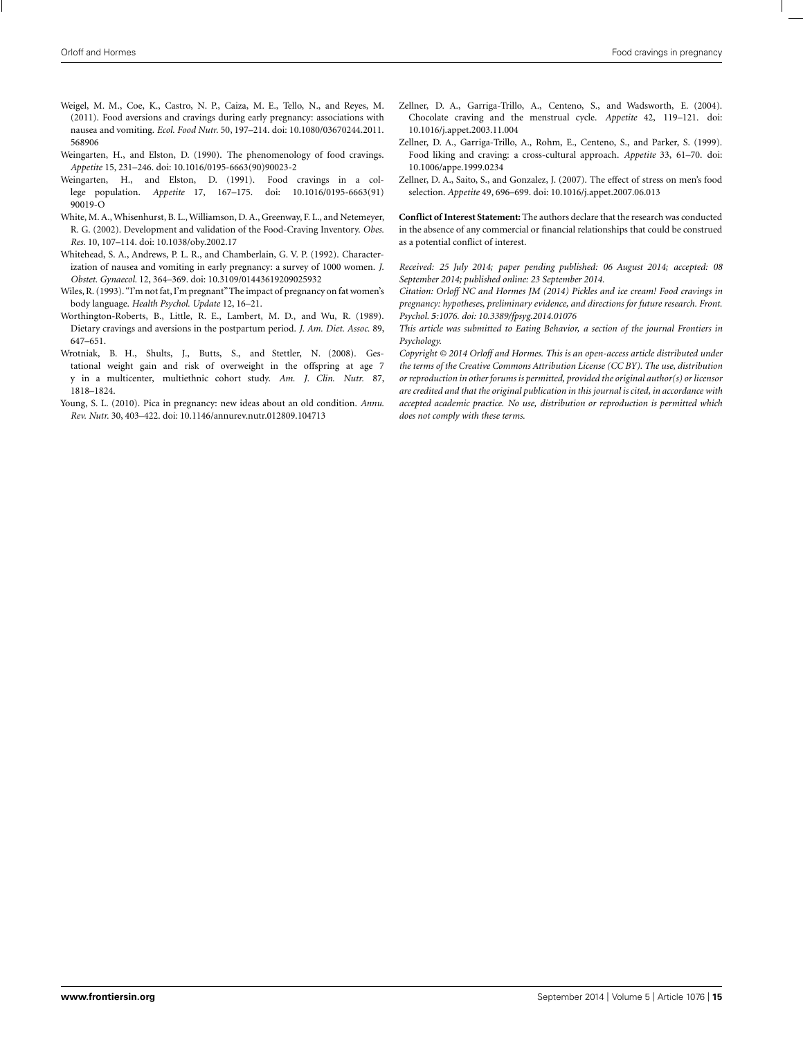Weigel, M. M., Coe, K., Castro, N. P., Caiza, M. E., Tello, N., and Reyes, M. (2011). Food aversions and cravings during early pregnancy: associations with nausea and vomiting. *Ecol. Food Nutr.* 50, 197–214. doi: 10.1080/03670244.2011.568906

Weingarten, H., and Elston, D. (1990). The phenomenology of food cravings. *Appetite* 15, 231–246. doi: 10.1016/0195-6663(90)90023-2

Weingarten, H., and Elston, D. (1991). Food cravings in a college population. *Appetite* 17, 167–175. doi: 10.1016/0195-6663(91)90019-O

White, M. A., Whisenhurst, B. L., Williamson, D. A., Greenway, F. L., and Netemeyer, R. G. (2002). Development and validation of the Food-Craving Inventory. *Obes. Res.* 10, 107–114. doi: 10.1038/oby.2002.17

Whitehead, S. A., Andrews, P. L. R., and Chamberlain, G. V. P. (1992). Characterization of nausea and vomiting in early pregnancy: a survey of 1000 women. *J. Obstet. Gynaecol.* 12, 364–369. doi: 10.3109/01443619209025932

Wiles, R. (1993). "I'm not fat, I'm pregnant" The impact of pregnancy on fat women's body language. *Health Psychol. Update* 12, 16–21.

Worthington-Roberts, B., Little, R. E., Lambert, M. D., and Wu, R. (1989). Dietary cravings and aversions in the postpartum period. *J. Am. Diet. Assoc.* 89, 647–651.

Wrotniak, B. H., Shults, J., Butts, S., and Stettler, N. (2008). Gestational weight gain and risk of overweight in the offspring at age 7 y in a multicenter, multiethnic cohort study. *Am. J. Clin. Nutr.* 87, 1818–1824.

Young, S. L. (2010). Pica in pregnancy: new ideas about an old condition. *Annu. Rev. Nutr.* 30, 403–422. doi: 10.1146/annurev.nutr.012809.104713

Zellner, D. A., Garriga-Trillo, A., Centeno, S., and Wadsworth, E. (2004). Chocolate craving and the menstrual cycle. *Appetite* 42, 119–121. doi: 10.1016/j.appet.2003.11.004

Zellner, D. A., Garriga-Trillo, A., Rohm, E., Centeno, S., and Parker, S. (1999). Food liking and craving: a cross-cultural approach. *Appetite* 33, 61–70. doi: 10.1006/appe.1999.0234

Zellner, D. A., Saito, S., and Gonzalez, J. (2007). The effect of stress on men's food selection. *Appetite* 49, 696–699. doi: 10.1016/j.appet.2007.06.013

**Conflict of Interest Statement:** The authors declare that the research was conducted in the absence of any commercial or financial relationships that could be construed as a potential conflict of interest.

*Received: 25 July 2014; paper pending published: 06 August 2014; accepted: 08 September 2014; published online: 23 September 2014.*

*Citation: Orloff NC and Hormes JM (2014) Pickles and ice cream! Food cravings in pregnancy: hypotheses, preliminary evidence, and directions for future research. Front. Psychol.* ***5****:1076. doi: 10.3389/fpsyg.2014.01076*

*This article was submitted to Eating Behavior, a section of the journal Frontiers in Psychology.*

*Copyright © 2014 Orloff and Hormes. This is an open-access article distributed under the terms of the Creative Commons Attribution License (CC BY). The use, distribution or reproduction in other forums is permitted, provided the original author(s) or licensor are credited and that the original publication in this journal is cited, in accordance with accepted academic practice. No use, distribution or reproduction is permitted which does not comply with these terms.*